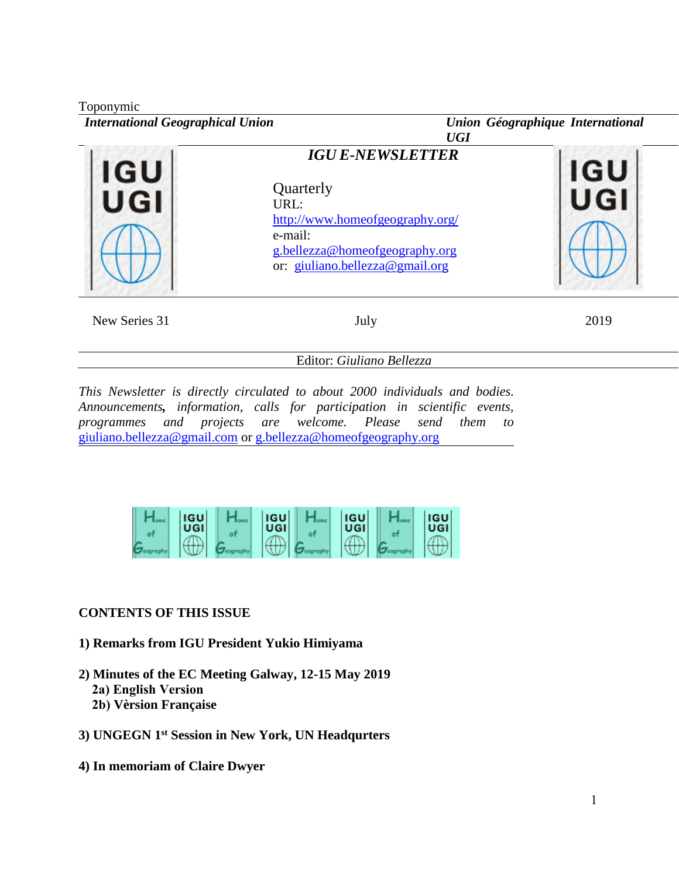Toponymic

*International Geographical Union* *Union Géographique International UGI*

## *IGU E-NEWSLETTER*

Quarterly
URL:
http://www.homeofgeography.org/
e-mail:
g.bellezza@homeofgeography.org
or: giuliano.bellezza@gmail.org

New Series 31 July 2019

Editor: *Giuliano Bellezza*

*This Newsletter is directly circulated to about 2000 individuals and bodies. Announcements, information, calls for participation in scientific events, programmes and projects are welcome. Please send them to* giuliano.bellezza@gmail.com or g.bellezza@homeofgeography.org

**CONTENTS OF THIS ISSUE**

**1) Remarks from IGU President Yukio Himiyama**

**2) Minutes of the EC Meeting Galway, 12-15 May 2019**
**2a) English Version**
**2b) Vèrsion Française**

**3) UNGEGN 1st Session in New York, UN Headqurters**

**4) In memoriam of Claire Dwyer**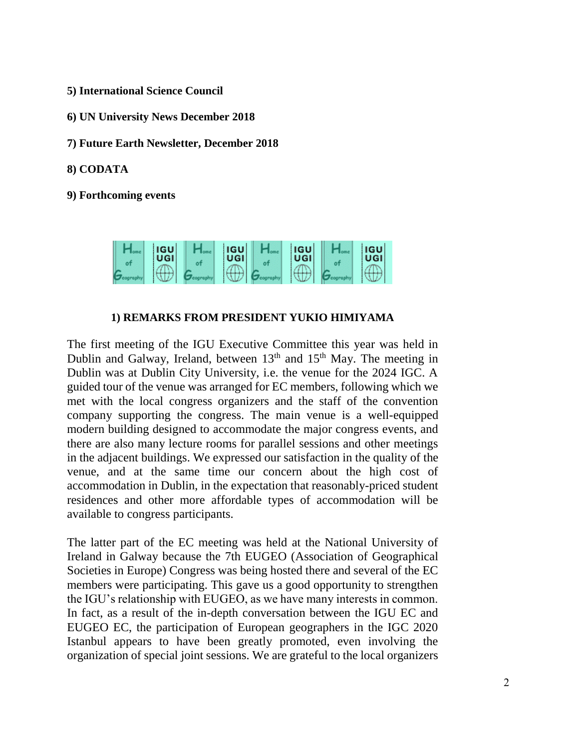**5) International Science Council**

**6) UN University News December 2018**

**7) Future Earth Newsletter, December 2018**

**8) CODATA**

**9) Forthcoming events**

## 1) REMARKS FROM PRESIDENT YUKIO HIMIYAMA

The first meeting of the IGU Executive Committee this year was held in Dublin and Galway, Ireland, between 13th and 15th May. The meeting in Dublin was at Dublin City University, i.e. the venue for the 2024 IGC. A guided tour of the venue was arranged for EC members, following which we met with the local congress organizers and the staff of the convention company supporting the congress. The main venue is a well-equipped modern building designed to accommodate the major congress events, and there are also many lecture rooms for parallel sessions and other meetings in the adjacent buildings. We expressed our satisfaction in the quality of the venue, and at the same time our concern about the high cost of accommodation in Dublin, in the expectation that reasonably-priced student residences and other more affordable types of accommodation will be available to congress participants.

The latter part of the EC meeting was held at the National University of Ireland in Galway because the 7th EUGEO (Association of Geographical Societies in Europe) Congress was being hosted there and several of the EC members were participating. This gave us a good opportunity to strengthen the IGU's relationship with EUGEO, as we have many interests in common. In fact, as a result of the in-depth conversation between the IGU EC and EUGEO EC, the participation of European geographers in the IGC 2020 Istanbul appears to have been greatly promoted, even involving the organization of special joint sessions. We are grateful to the local organizers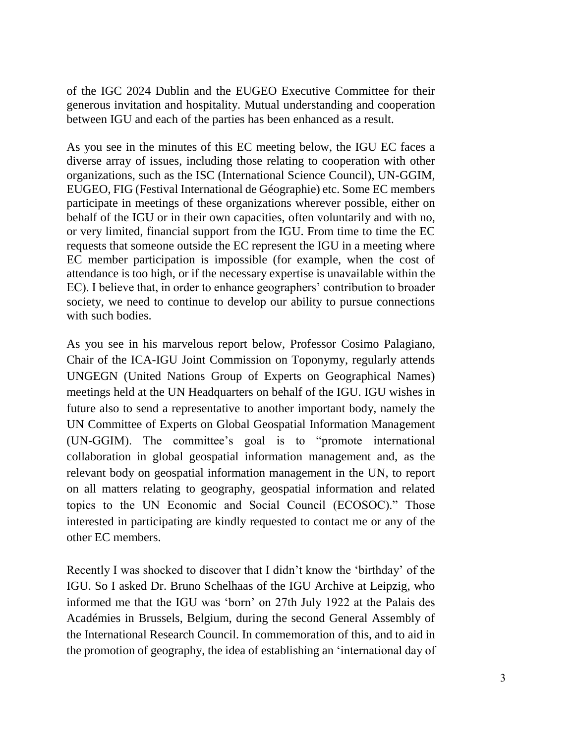of the IGC 2024 Dublin and the EUGEO Executive Committee for their generous invitation and hospitality. Mutual understanding and cooperation between IGU and each of the parties has been enhanced as a result.

As you see in the minutes of this EC meeting below, the IGU EC faces a diverse array of issues, including those relating to cooperation with other organizations, such as the ISC (International Science Council), UN-GGIM, EUGEO, FIG (Festival International de Géographie) etc. Some EC members participate in meetings of these organizations wherever possible, either on behalf of the IGU or in their own capacities, often voluntarily and with no, or very limited, financial support from the IGU. From time to time the EC requests that someone outside the EC represent the IGU in a meeting where EC member participation is impossible (for example, when the cost of attendance is too high, or if the necessary expertise is unavailable within the EC). I believe that, in order to enhance geographers' contribution to broader society, we need to continue to develop our ability to pursue connections with such bodies.

As you see in his marvelous report below, Professor Cosimo Palagiano, Chair of the ICA-IGU Joint Commission on Toponymy, regularly attends UNGEGN (United Nations Group of Experts on Geographical Names) meetings held at the UN Headquarters on behalf of the IGU. IGU wishes in future also to send a representative to another important body, namely the UN Committee of Experts on Global Geospatial Information Management (UN-GGIM). The committee's goal is to "promote international collaboration in global geospatial information management and, as the relevant body on geospatial information management in the UN, to report on all matters relating to geography, geospatial information and related topics to the UN Economic and Social Council (ECOSOC)." Those interested in participating are kindly requested to contact me or any of the other EC members.

Recently I was shocked to discover that I didn't know the 'birthday' of the IGU. So I asked Dr. Bruno Schelhaas of the IGU Archive at Leipzig, who informed me that the IGU was 'born' on 27th July 1922 at the Palais des Académies in Brussels, Belgium, during the second General Assembly of the International Research Council. In commemoration of this, and to aid in the promotion of geography, the idea of establishing an 'international day of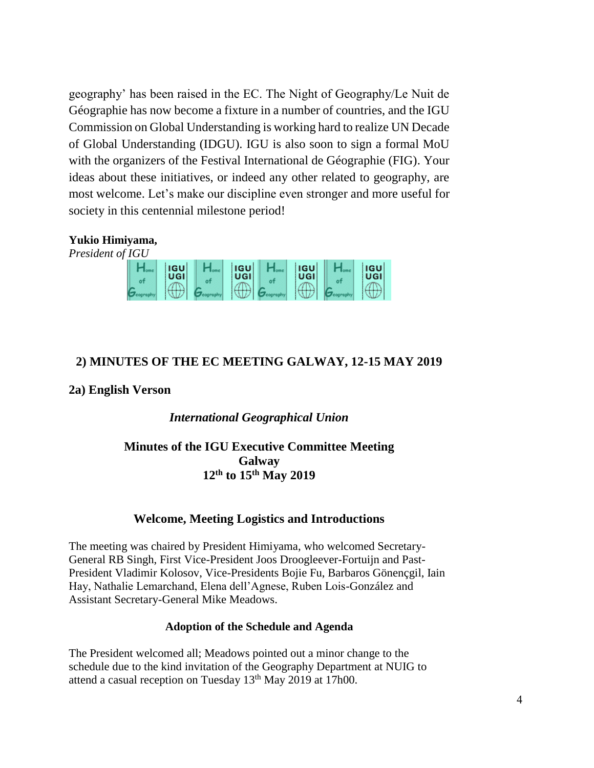geography' has been raised in the EC. The Night of Geography/Le Nuit de Géographie has now become a fixture in a number of countries, and the IGU Commission on Global Understanding is working hard to realize UN Decade of Global Understanding (IDGU). IGU is also soon to sign a formal MoU with the organizers of the Festival International de Géographie (FIG). Your ideas about these initiatives, or indeed any other related to geography, are most welcome. Let's make our discipline even stronger and more useful for society in this centennial milestone period!

**Yukio Himiyama,**
*President of IGU*

## 2) MINUTES OF THE EC MEETING GALWAY, 12-15 MAY 2019

### 2a) English Verson

*International Geographical Union*

**Minutes of the IGU Executive Committee Meeting**
**Galway**
**12th to 15th May 2019**

### Welcome, Meeting Logistics and Introductions

The meeting was chaired by President Himiyama, who welcomed Secretary-General RB Singh, First Vice-President Joos Droogleever-Fortuijn and Past-President Vladimir Kolosov, Vice-Presidents Bojie Fu, Barbaros Gönençgil, Iain Hay, Nathalie Lemarchand, Elena dell'Agnese, Ruben Lois-González and Assistant Secretary-General Mike Meadows.

#### Adoption of the Schedule and Agenda

The President welcomed all; Meadows pointed out a minor change to the schedule due to the kind invitation of the Geography Department at NUIG to attend a casual reception on Tuesday 13th May 2019 at 17h00.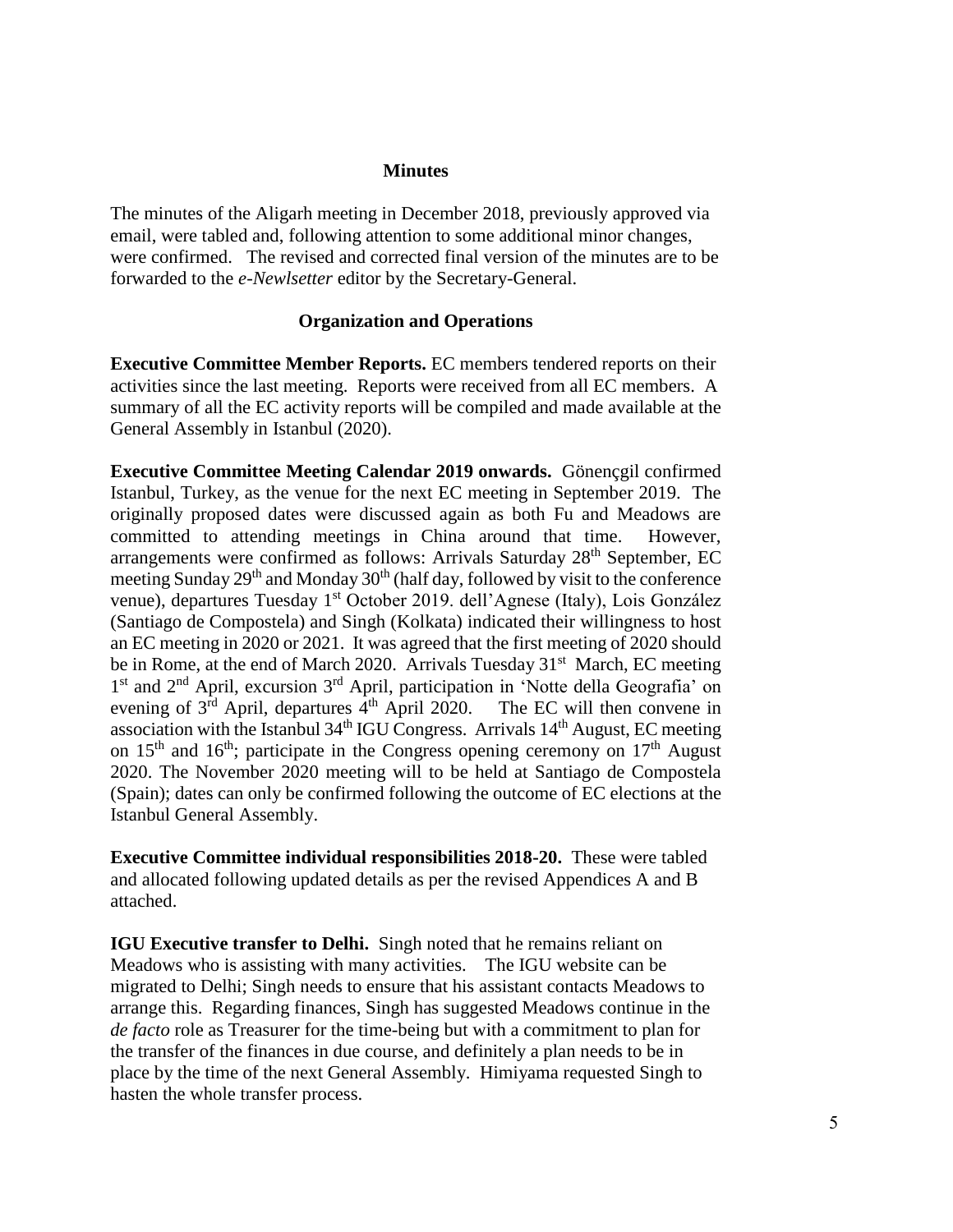## Minutes

The minutes of the Aligarh meeting in December 2018, previously approved via email, were tabled and, following attention to some additional minor changes, were confirmed. The revised and corrected final version of the minutes are to be forwarded to the *e-Newlsetter* editor by the Secretary-General.

## Organization and Operations

**Executive Committee Member Reports.** EC members tendered reports on their activities since the last meeting. Reports were received from all EC members. A summary of all the EC activity reports will be compiled and made available at the General Assembly in Istanbul (2020).

**Executive Committee Meeting Calendar 2019 onwards.** Gönençgil confirmed Istanbul, Turkey, as the venue for the next EC meeting in September 2019. The originally proposed dates were discussed again as both Fu and Meadows are committed to attending meetings in China around that time. However, arrangements were confirmed as follows: Arrivals Saturday 28th September, EC meeting Sunday 29th and Monday 30th (half day, followed by visit to the conference venue), departures Tuesday 1st October 2019. dell'Agnese (Italy), Lois González (Santiago de Compostela) and Singh (Kolkata) indicated their willingness to host an EC meeting in 2020 or 2021. It was agreed that the first meeting of 2020 should be in Rome, at the end of March 2020. Arrivals Tuesday 31st March, EC meeting 1st and 2nd April, excursion 3rd April, participation in 'Notte della Geografia' on evening of 3rd April, departures 4th April 2020. The EC will then convene in association with the Istanbul 34th IGU Congress. Arrivals 14th August, EC meeting on 15th and 16th; participate in the Congress opening ceremony on 17th August 2020. The November 2020 meeting will to be held at Santiago de Compostela (Spain); dates can only be confirmed following the outcome of EC elections at the Istanbul General Assembly.

**Executive Committee individual responsibilities 2018-20.** These were tabled and allocated following updated details as per the revised Appendices A and B attached.

**IGU Executive transfer to Delhi.** Singh noted that he remains reliant on Meadows who is assisting with many activities. The IGU website can be migrated to Delhi; Singh needs to ensure that his assistant contacts Meadows to arrange this. Regarding finances, Singh has suggested Meadows continue in the *de facto* role as Treasurer for the time-being but with a commitment to plan for the transfer of the finances in due course, and definitely a plan needs to be in place by the time of the next General Assembly. Himiyama requested Singh to hasten the whole transfer process.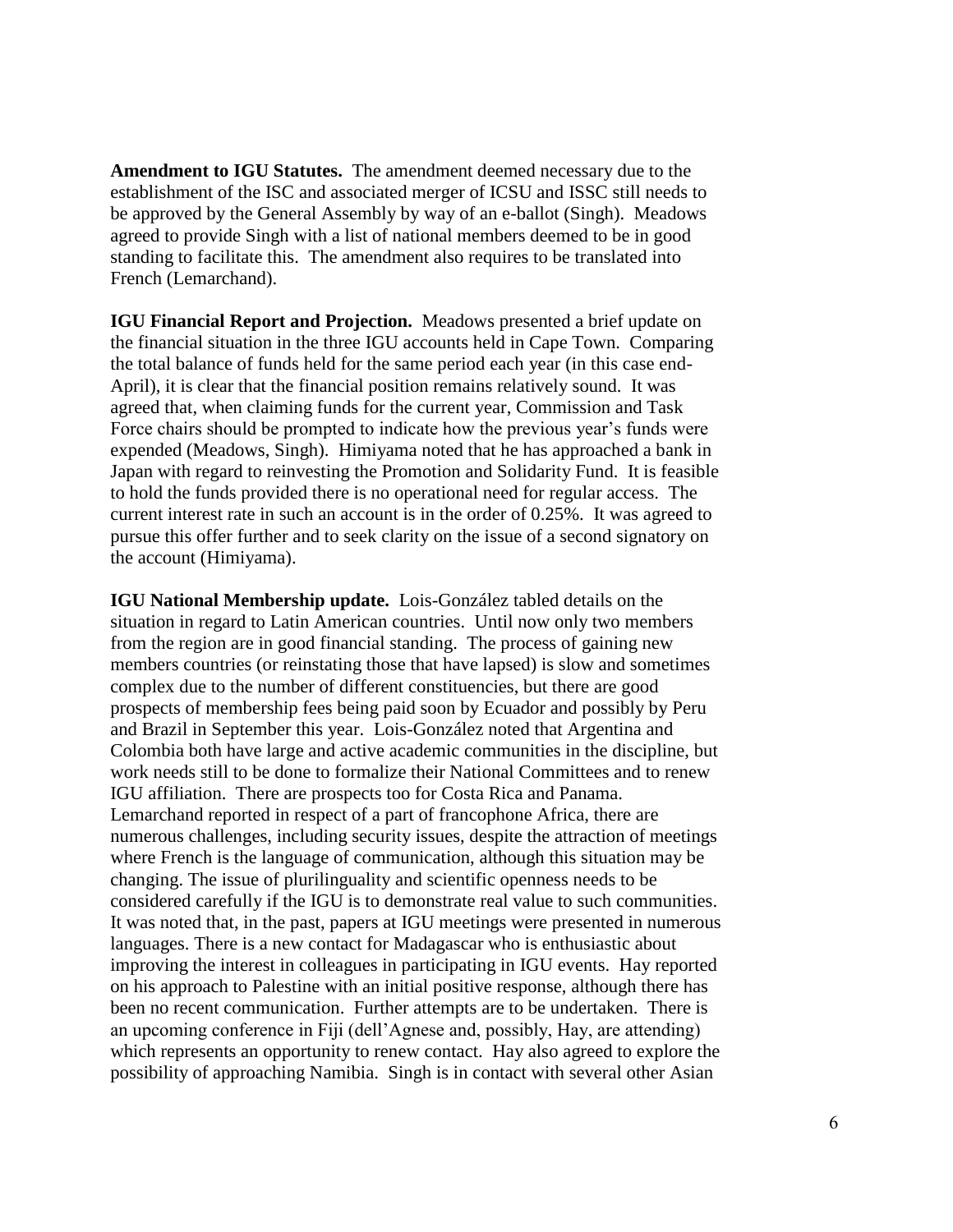**Amendment to IGU Statutes.** The amendment deemed necessary due to the establishment of the ISC and associated merger of ICSU and ISSC still needs to be approved by the General Assembly by way of an e-ballot (Singh). Meadows agreed to provide Singh with a list of national members deemed to be in good standing to facilitate this. The amendment also requires to be translated into French (Lemarchand).

**IGU Financial Report and Projection.** Meadows presented a brief update on the financial situation in the three IGU accounts held in Cape Town. Comparing the total balance of funds held for the same period each year (in this case end-April), it is clear that the financial position remains relatively sound. It was agreed that, when claiming funds for the current year, Commission and Task Force chairs should be prompted to indicate how the previous year's funds were expended (Meadows, Singh). Himiyama noted that he has approached a bank in Japan with regard to reinvesting the Promotion and Solidarity Fund. It is feasible to hold the funds provided there is no operational need for regular access. The current interest rate in such an account is in the order of 0.25%. It was agreed to pursue this offer further and to seek clarity on the issue of a second signatory on the account (Himiyama).

**IGU National Membership update.** Lois-González tabled details on the situation in regard to Latin American countries. Until now only two members from the region are in good financial standing. The process of gaining new members countries (or reinstating those that have lapsed) is slow and sometimes complex due to the number of different constituencies, but there are good prospects of membership fees being paid soon by Ecuador and possibly by Peru and Brazil in September this year. Lois-González noted that Argentina and Colombia both have large and active academic communities in the discipline, but work needs still to be done to formalize their National Committees and to renew IGU affiliation. There are prospects too for Costa Rica and Panama. Lemarchand reported in respect of a part of francophone Africa, there are numerous challenges, including security issues, despite the attraction of meetings where French is the language of communication, although this situation may be changing. The issue of plurilinguality and scientific openness needs to be considered carefully if the IGU is to demonstrate real value to such communities. It was noted that, in the past, papers at IGU meetings were presented in numerous languages. There is a new contact for Madagascar who is enthusiastic about improving the interest in colleagues in participating in IGU events. Hay reported on his approach to Palestine with an initial positive response, although there has been no recent communication. Further attempts are to be undertaken. There is an upcoming conference in Fiji (dell'Agnese and, possibly, Hay, are attending) which represents an opportunity to renew contact. Hay also agreed to explore the possibility of approaching Namibia. Singh is in contact with several other Asian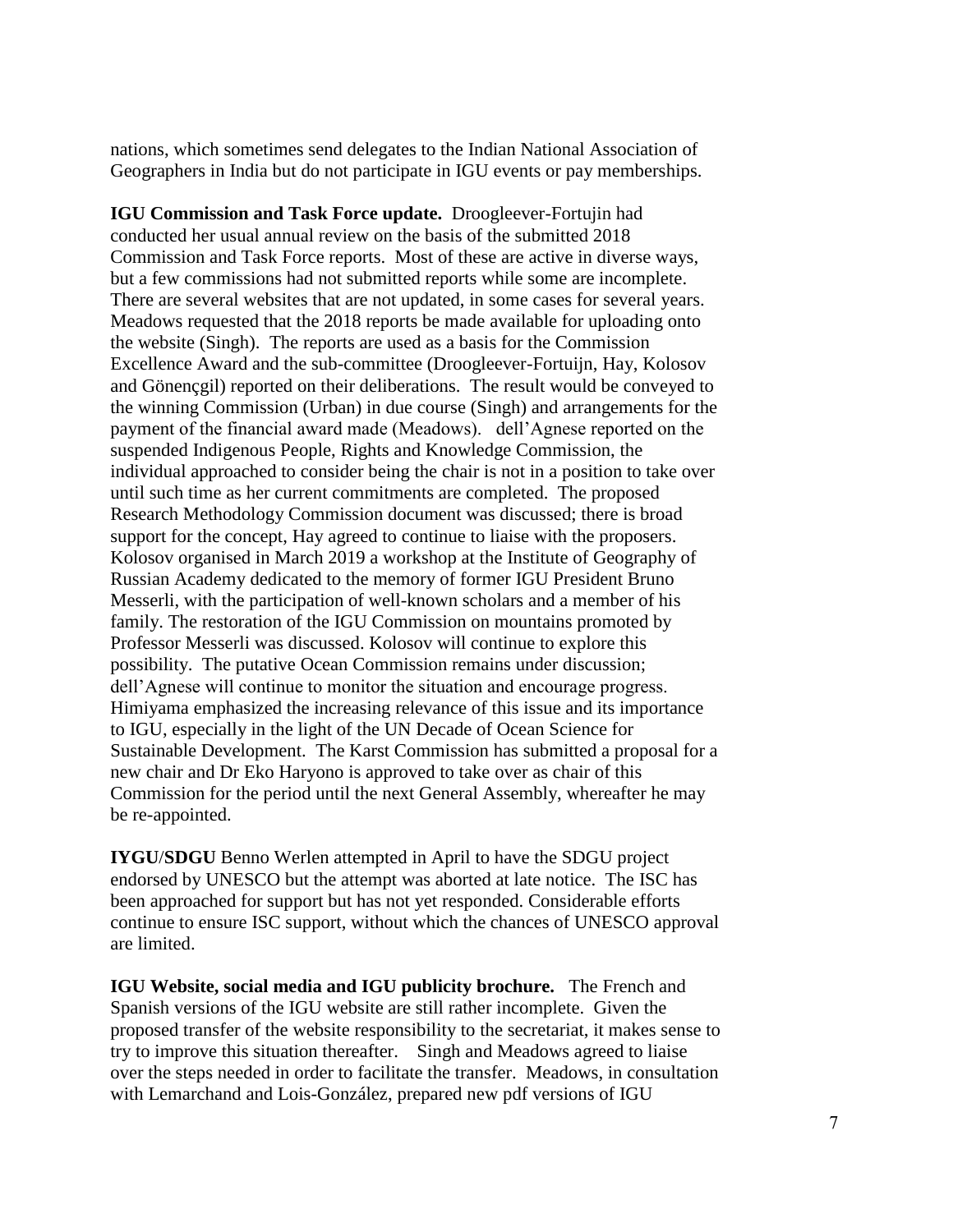nations, which sometimes send delegates to the Indian National Association of Geographers in India but do not participate in IGU events or pay memberships.

**IGU Commission and Task Force update.** Droogleever-Fortujin had conducted her usual annual review on the basis of the submitted 2018 Commission and Task Force reports. Most of these are active in diverse ways, but a few commissions had not submitted reports while some are incomplete. There are several websites that are not updated, in some cases for several years. Meadows requested that the 2018 reports be made available for uploading onto the website (Singh). The reports are used as a basis for the Commission Excellence Award and the sub-committee (Droogleever-Fortuijn, Hay, Kolosov and Gönençgil) reported on their deliberations. The result would be conveyed to the winning Commission (Urban) in due course (Singh) and arrangements for the payment of the financial award made (Meadows). dell'Agnese reported on the suspended Indigenous People, Rights and Knowledge Commission, the individual approached to consider being the chair is not in a position to take over until such time as her current commitments are completed. The proposed Research Methodology Commission document was discussed; there is broad support for the concept, Hay agreed to continue to liaise with the proposers. Kolosov organised in March 2019 a workshop at the Institute of Geography of Russian Academy dedicated to the memory of former IGU President Bruno Messerli, with the participation of well-known scholars and a member of his family. The restoration of the IGU Commission on mountains promoted by Professor Messerli was discussed. Kolosov will continue to explore this possibility. The putative Ocean Commission remains under discussion; dell'Agnese will continue to monitor the situation and encourage progress. Himiyama emphasized the increasing relevance of this issue and its importance to IGU, especially in the light of the UN Decade of Ocean Science for Sustainable Development. The Karst Commission has submitted a proposal for a new chair and Dr Eko Haryono is approved to take over as chair of this Commission for the period until the next General Assembly, whereafter he may be re-appointed.

**IYGU/SDGU** Benno Werlen attempted in April to have the SDGU project endorsed by UNESCO but the attempt was aborted at late notice. The ISC has been approached for support but has not yet responded. Considerable efforts continue to ensure ISC support, without which the chances of UNESCO approval are limited.

**IGU Website, social media and IGU publicity brochure.** The French and Spanish versions of the IGU website are still rather incomplete. Given the proposed transfer of the website responsibility to the secretariat, it makes sense to try to improve this situation thereafter. Singh and Meadows agreed to liaise over the steps needed in order to facilitate the transfer. Meadows, in consultation with Lemarchand and Lois-González, prepared new pdf versions of IGU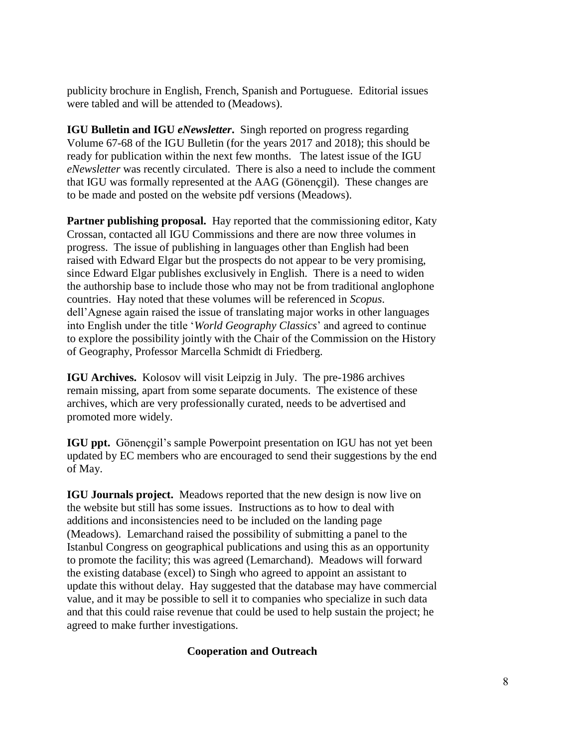publicity brochure in English, French, Spanish and Portuguese. Editorial issues were tabled and will be attended to (Meadows).

**IGU Bulletin and IGU *eNewsletter*.** Singh reported on progress regarding Volume 67-68 of the IGU Bulletin (for the years 2017 and 2018); this should be ready for publication within the next few months. The latest issue of the IGU *eNewsletter* was recently circulated. There is also a need to include the comment that IGU was formally represented at the AAG (Gönençgil). These changes are to be made and posted on the website pdf versions (Meadows).

**Partner publishing proposal.** Hay reported that the commissioning editor, Katy Crossan, contacted all IGU Commissions and there are now three volumes in progress. The issue of publishing in languages other than English had been raised with Edward Elgar but the prospects do not appear to be very promising, since Edward Elgar publishes exclusively in English. There is a need to widen the authorship base to include those who may not be from traditional anglophone countries. Hay noted that these volumes will be referenced in *Scopus*. dell'Agnese again raised the issue of translating major works in other languages into English under the title '*World Geography Classics*' and agreed to continue to explore the possibility jointly with the Chair of the Commission on the History of Geography, Professor Marcella Schmidt di Friedberg.

**IGU Archives.** Kolosov will visit Leipzig in July. The pre-1986 archives remain missing, apart from some separate documents. The existence of these archives, which are very professionally curated, needs to be advertised and promoted more widely.

**IGU ppt.** Gönençgil's sample Powerpoint presentation on IGU has not yet been updated by EC members who are encouraged to send their suggestions by the end of May.

**IGU Journals project.** Meadows reported that the new design is now live on the website but still has some issues. Instructions as to how to deal with additions and inconsistencies need to be included on the landing page (Meadows). Lemarchand raised the possibility of submitting a panel to the Istanbul Congress on geographical publications and using this as an opportunity to promote the facility; this was agreed (Lemarchand). Meadows will forward the existing database (excel) to Singh who agreed to appoint an assistant to update this without delay. Hay suggested that the database may have commercial value, and it may be possible to sell it to companies who specialize in such data and that this could raise revenue that could be used to help sustain the project; he agreed to make further investigations.

## Cooperation and Outreach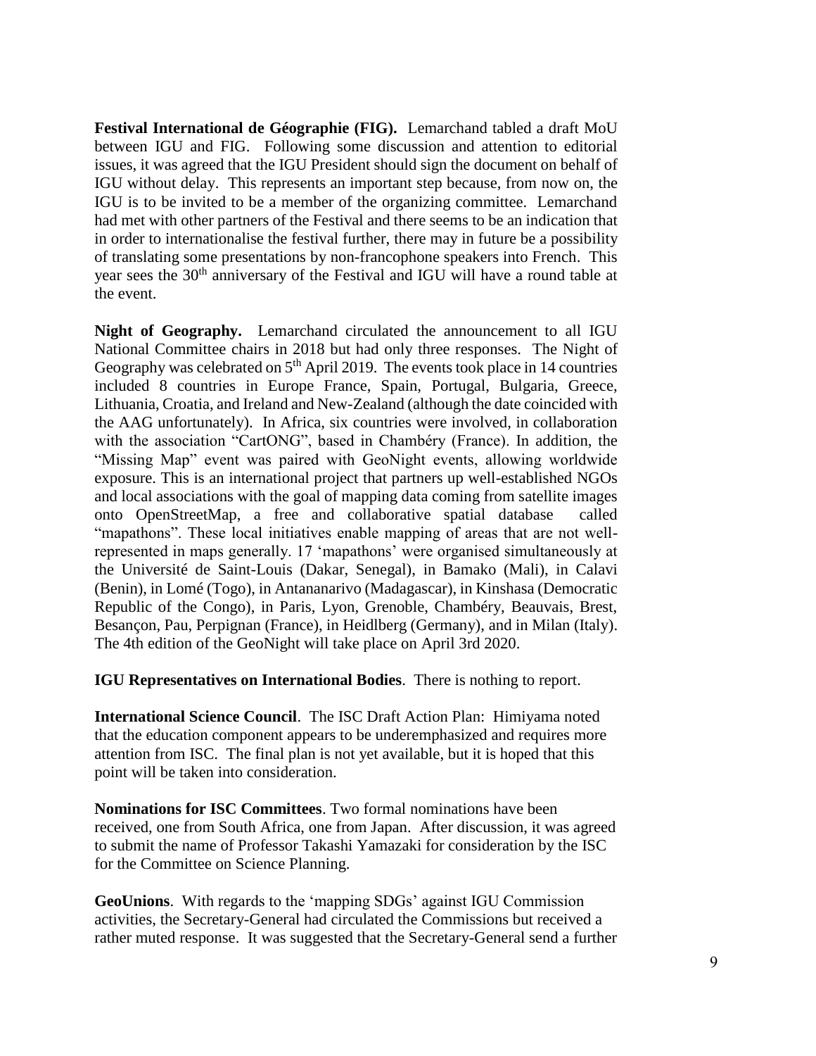**Festival International de Géographie (FIG).** Lemarchand tabled a draft MoU between IGU and FIG. Following some discussion and attention to editorial issues, it was agreed that the IGU President should sign the document on behalf of IGU without delay. This represents an important step because, from now on, the IGU is to be invited to be a member of the organizing committee. Lemarchand had met with other partners of the Festival and there seems to be an indication that in order to internationalise the festival further, there may in future be a possibility of translating some presentations by non-francophone speakers into French. This year sees the 30th anniversary of the Festival and IGU will have a round table at the event.

**Night of Geography.** Lemarchand circulated the announcement to all IGU National Committee chairs in 2018 but had only three responses. The Night of Geography was celebrated on 5th April 2019. The events took place in 14 countries included 8 countries in Europe France, Spain, Portugal, Bulgaria, Greece, Lithuania, Croatia, and Ireland and New-Zealand (although the date coincided with the AAG unfortunately). In Africa, six countries were involved, in collaboration with the association "CartONG", based in Chambéry (France). In addition, the "Missing Map" event was paired with GeoNight events, allowing worldwide exposure. This is an international project that partners up well-established NGOs and local associations with the goal of mapping data coming from satellite images onto OpenStreetMap, a free and collaborative spatial database called "mapathons". These local initiatives enable mapping of areas that are not well-represented in maps generally. 17 'mapathons' were organised simultaneously at the Université de Saint-Louis (Dakar, Senegal), in Bamako (Mali), in Calavi (Benin), in Lomé (Togo), in Antananarivo (Madagascar), in Kinshasa (Democratic Republic of the Congo), in Paris, Lyon, Grenoble, Chambéry, Beauvais, Brest, Besançon, Pau, Perpignan (France), in Heidlberg (Germany), and in Milan (Italy). The 4th edition of the GeoNight will take place on April 3rd 2020.

**IGU Representatives on International Bodies**. There is nothing to report.

**International Science Council**. The ISC Draft Action Plan: Himiyama noted that the education component appears to be underemphasized and requires more attention from ISC. The final plan is not yet available, but it is hoped that this point will be taken into consideration.

**Nominations for ISC Committees**. Two formal nominations have been received, one from South Africa, one from Japan. After discussion, it was agreed to submit the name of Professor Takashi Yamazaki for consideration by the ISC for the Committee on Science Planning.

**GeoUnions**. With regards to the 'mapping SDGs' against IGU Commission activities, the Secretary-General had circulated the Commissions but received a rather muted response. It was suggested that the Secretary-General send a further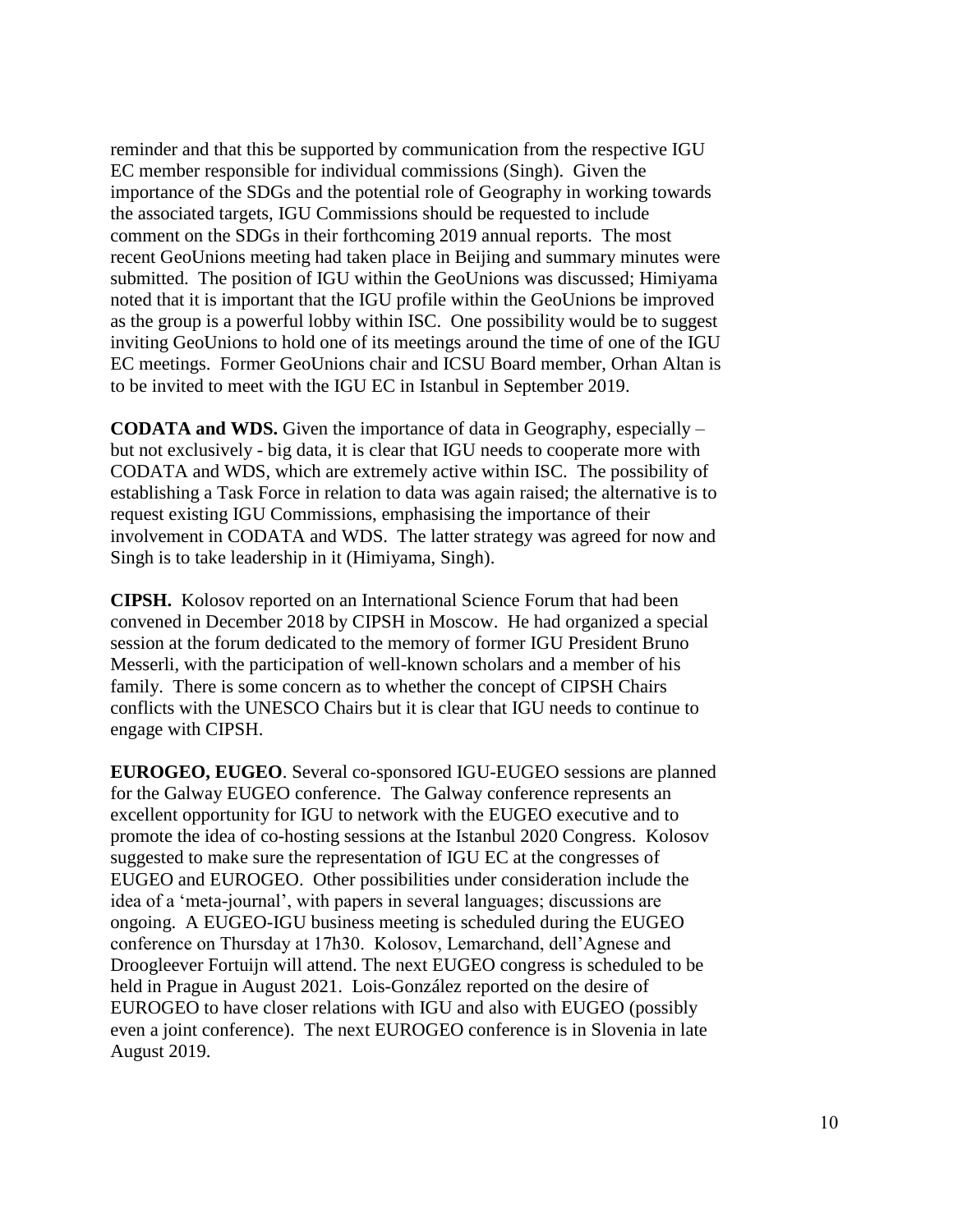reminder and that this be supported by communication from the respective IGU EC member responsible for individual commissions (Singh). Given the importance of the SDGs and the potential role of Geography in working towards the associated targets, IGU Commissions should be requested to include comment on the SDGs in their forthcoming 2019 annual reports. The most recent GeoUnions meeting had taken place in Beijing and summary minutes were submitted. The position of IGU within the GeoUnions was discussed; Himiyama noted that it is important that the IGU profile within the GeoUnions be improved as the group is a powerful lobby within ISC. One possibility would be to suggest inviting GeoUnions to hold one of its meetings around the time of one of the IGU EC meetings. Former GeoUnions chair and ICSU Board member, Orhan Altan is to be invited to meet with the IGU EC in Istanbul in September 2019.

**CODATA and WDS.** Given the importance of data in Geography, especially – but not exclusively - big data, it is clear that IGU needs to cooperate more with CODATA and WDS, which are extremely active within ISC. The possibility of establishing a Task Force in relation to data was again raised; the alternative is to request existing IGU Commissions, emphasising the importance of their involvement in CODATA and WDS. The latter strategy was agreed for now and Singh is to take leadership in it (Himiyama, Singh).

**CIPSH.** Kolosov reported on an International Science Forum that had been convened in December 2018 by CIPSH in Moscow. He had organized a special session at the forum dedicated to the memory of former IGU President Bruno Messerli, with the participation of well-known scholars and a member of his family. There is some concern as to whether the concept of CIPSH Chairs conflicts with the UNESCO Chairs but it is clear that IGU needs to continue to engage with CIPSH.

**EUROGEO, EUGEO**. Several co-sponsored IGU-EUGEO sessions are planned for the Galway EUGEO conference. The Galway conference represents an excellent opportunity for IGU to network with the EUGEO executive and to promote the idea of co-hosting sessions at the Istanbul 2020 Congress. Kolosov suggested to make sure the representation of IGU EC at the congresses of EUGEO and EUROGEO. Other possibilities under consideration include the idea of a 'meta-journal', with papers in several languages; discussions are ongoing. A EUGEO-IGU business meeting is scheduled during the EUGEO conference on Thursday at 17h30. Kolosov, Lemarchand, dell'Agnese and Droogleever Fortuijn will attend. The next EUGEO congress is scheduled to be held in Prague in August 2021. Lois-González reported on the desire of EUROGEO to have closer relations with IGU and also with EUGEO (possibly even a joint conference). The next EUROGEO conference is in Slovenia in late August 2019.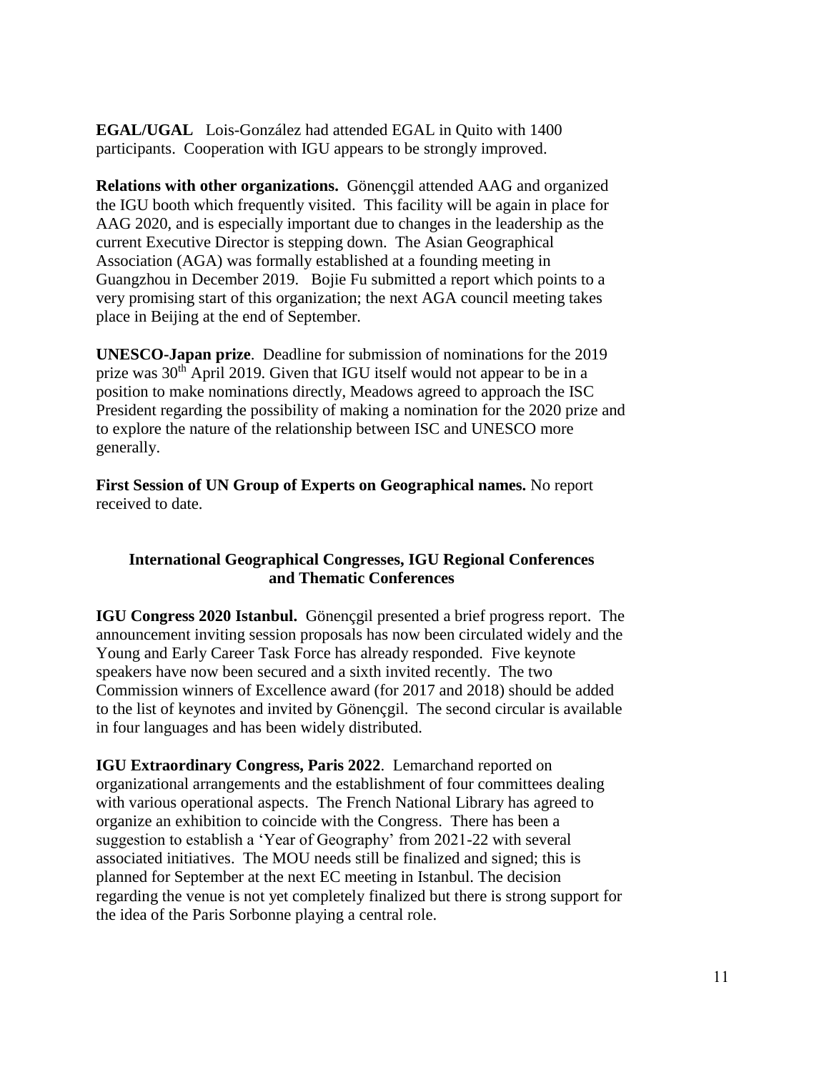**EGAL/UGAL** Lois-González had attended EGAL in Quito with 1400 participants. Cooperation with IGU appears to be strongly improved.

**Relations with other organizations.** Gönençgil attended AAG and organized the IGU booth which frequently visited. This facility will be again in place for AAG 2020, and is especially important due to changes in the leadership as the current Executive Director is stepping down. The Asian Geographical Association (AGA) was formally established at a founding meeting in Guangzhou in December 2019. Bojie Fu submitted a report which points to a very promising start of this organization; the next AGA council meeting takes place in Beijing at the end of September.

**UNESCO-Japan prize**. Deadline for submission of nominations for the 2019 prize was 30th April 2019. Given that IGU itself would not appear to be in a position to make nominations directly, Meadows agreed to approach the ISC President regarding the possibility of making a nomination for the 2020 prize and to explore the nature of the relationship between ISC and UNESCO more generally.

**First Session of UN Group of Experts on Geographical names.** No report received to date.

## International Geographical Congresses, IGU Regional Conferences and Thematic Conferences

**IGU Congress 2020 Istanbul.** Gönençgil presented a brief progress report. The announcement inviting session proposals has now been circulated widely and the Young and Early Career Task Force has already responded. Five keynote speakers have now been secured and a sixth invited recently. The two Commission winners of Excellence award (for 2017 and 2018) should be added to the list of keynotes and invited by Gönençgil. The second circular is available in four languages and has been widely distributed.

**IGU Extraordinary Congress, Paris 2022**. Lemarchand reported on organizational arrangements and the establishment of four committees dealing with various operational aspects. The French National Library has agreed to organize an exhibition to coincide with the Congress. There has been a suggestion to establish a 'Year of Geography' from 2021-22 with several associated initiatives. The MOU needs still be finalized and signed; this is planned for September at the next EC meeting in Istanbul. The decision regarding the venue is not yet completely finalized but there is strong support for the idea of the Paris Sorbonne playing a central role.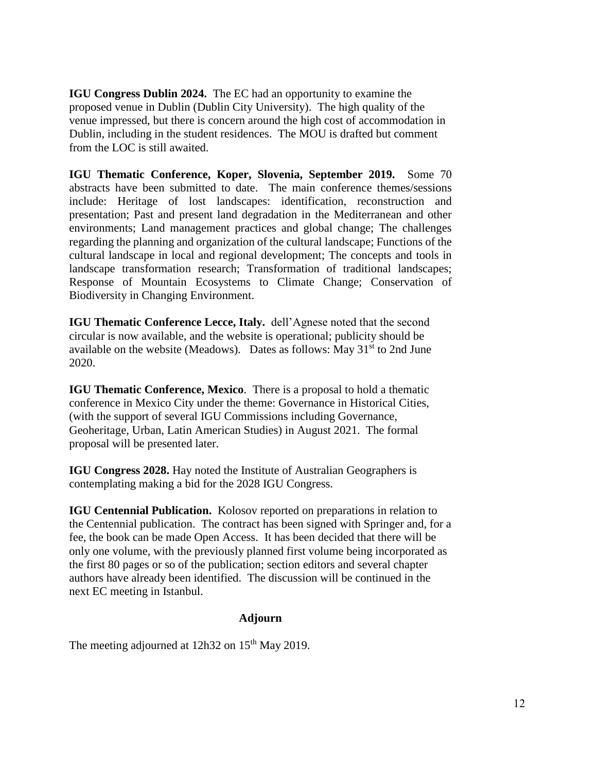**IGU Congress Dublin 2024.** The EC had an opportunity to examine the proposed venue in Dublin (Dublin City University). The high quality of the venue impressed, but there is concern around the high cost of accommodation in Dublin, including in the student residences. The MOU is drafted but comment from the LOC is still awaited.

**IGU Thematic Conference, Koper, Slovenia, September 2019.** Some 70 abstracts have been submitted to date. The main conference themes/sessions include: Heritage of lost landscapes: identification, reconstruction and presentation; Past and present land degradation in the Mediterranean and other environments; Land management practices and global change; The challenges regarding the planning and organization of the cultural landscape; Functions of the cultural landscape in local and regional development; The concepts and tools in landscape transformation research; Transformation of traditional landscapes; Response of Mountain Ecosystems to Climate Change; Conservation of Biodiversity in Changing Environment.

**IGU Thematic Conference Lecce, Italy.** dell'Agnese noted that the second circular is now available, and the website is operational; publicity should be available on the website (Meadows). Dates as follows: May 31st to 2nd June 2020.

**IGU Thematic Conference, Mexico**. There is a proposal to hold a thematic conference in Mexico City under the theme: Governance in Historical Cities, (with the support of several IGU Commissions including Governance, Geoheritage, Urban, Latin American Studies) in August 2021. The formal proposal will be presented later.

**IGU Congress 2028.** Hay noted the Institute of Australian Geographers is contemplating making a bid for the 2028 IGU Congress.

**IGU Centennial Publication.** Kolosov reported on preparations in relation to the Centennial publication. The contract has been signed with Springer and, for a fee, the book can be made Open Access. It has been decided that there will be only one volume, with the previously planned first volume being incorporated as the first 80 pages or so of the publication; section editors and several chapter authors have already been identified. The discussion will be continued in the next EC meeting in Istanbul.

## Adjourn

The meeting adjourned at 12h32 on 15th May 2019.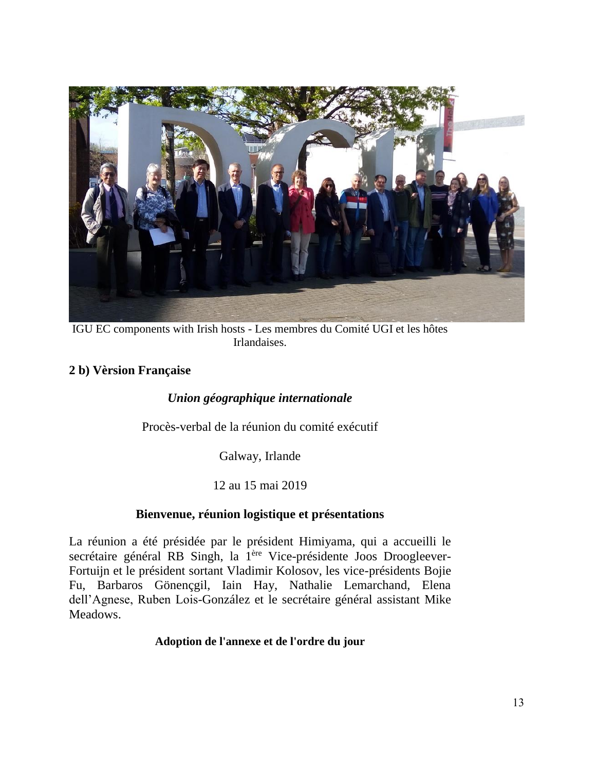IGU EC components with Irish hosts - Les membres du Comité UGI et les hôtes Irlandaises.

## 2 b) Vèrsion Française

*Union géographique internationale*

Procès-verbal de la réunion du comité exécutif

Galway, Irlande

12 au 15 mai 2019

### Bienvenue, réunion logistique et présentations

La réunion a été présidée par le président Himiyama, qui a accueilli le secrétaire général RB Singh, la 1ère Vice-présidente Joos Droogleever-Fortuijn et le président sortant Vladimir Kolosov, les vice-présidents Bojie Fu, Barbaros Gönençgil, Iain Hay, Nathalie Lemarchand, Elena dell'Agnese, Ruben Lois-González et le secrétaire général assistant Mike Meadows.

### Adoption de l'annexe et de l'ordre du jour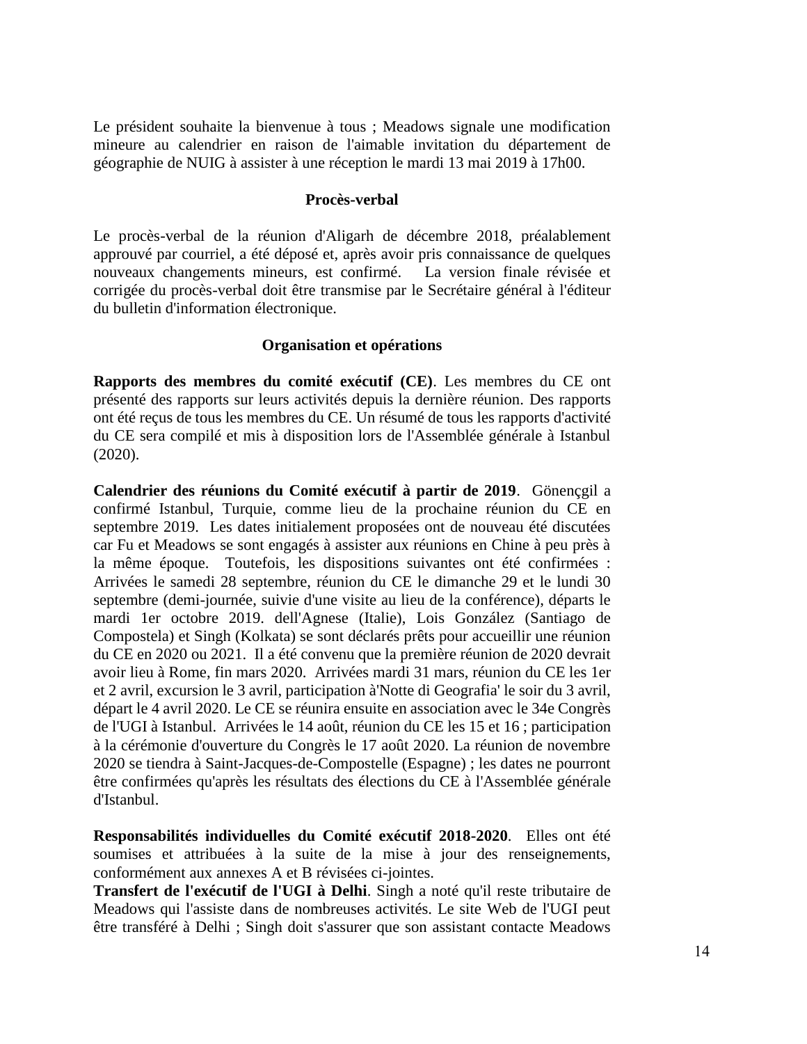Le président souhaite la bienvenue à tous ; Meadows signale une modification mineure au calendrier en raison de l'aimable invitation du département de géographie de NUIG à assister à une réception le mardi 13 mai 2019 à 17h00.

## Procès-verbal

Le procès-verbal de la réunion d'Aligarh de décembre 2018, préalablement approuvé par courriel, a été déposé et, après avoir pris connaissance de quelques nouveaux changements mineurs, est confirmé. La version finale révisée et corrigée du procès-verbal doit être transmise par le Secrétaire général à l'éditeur du bulletin d'information électronique.

## Organisation et opérations

**Rapports des membres du comité exécutif (CE)**. Les membres du CE ont présenté des rapports sur leurs activités depuis la dernière réunion. Des rapports ont été reçus de tous les membres du CE. Un résumé de tous les rapports d'activité du CE sera compilé et mis à disposition lors de l'Assemblée générale à Istanbul (2020).

**Calendrier des réunions du Comité exécutif à partir de 2019**. Gönençgil a confirmé Istanbul, Turquie, comme lieu de la prochaine réunion du CE en septembre 2019. Les dates initialement proposées ont de nouveau été discutées car Fu et Meadows se sont engagés à assister aux réunions en Chine à peu près à la même époque. Toutefois, les dispositions suivantes ont été confirmées : Arrivées le samedi 28 septembre, réunion du CE le dimanche 29 et le lundi 30 septembre (demi-journée, suivie d'une visite au lieu de la conférence), départs le mardi 1er octobre 2019. dell'Agnese (Italie), Lois González (Santiago de Compostela) et Singh (Kolkata) se sont déclarés prêts pour accueillir une réunion du CE en 2020 ou 2021. Il a été convenu que la première réunion de 2020 devrait avoir lieu à Rome, fin mars 2020. Arrivées mardi 31 mars, réunion du CE les 1er et 2 avril, excursion le 3 avril, participation à'Notte di Geografia' le soir du 3 avril, départ le 4 avril 2020. Le CE se réunira ensuite en association avec le 34e Congrès de l'UGI à Istanbul. Arrivées le 14 août, réunion du CE les 15 et 16 ; participation à la cérémonie d'ouverture du Congrès le 17 août 2020. La réunion de novembre 2020 se tiendra à Saint-Jacques-de-Compostelle (Espagne) ; les dates ne pourront être confirmées qu'après les résultats des élections du CE à l'Assemblée générale d'Istanbul.

**Responsabilités individuelles du Comité exécutif 2018-2020**. Elles ont été soumises et attribuées à la suite de la mise à jour des renseignements, conformément aux annexes A et B révisées ci-jointes.

**Transfert de l'exécutif de l'UGI à Delhi**. Singh a noté qu'il reste tributaire de Meadows qui l'assiste dans de nombreuses activités. Le site Web de l'UGI peut être transféré à Delhi ; Singh doit s'assurer que son assistant contacte Meadows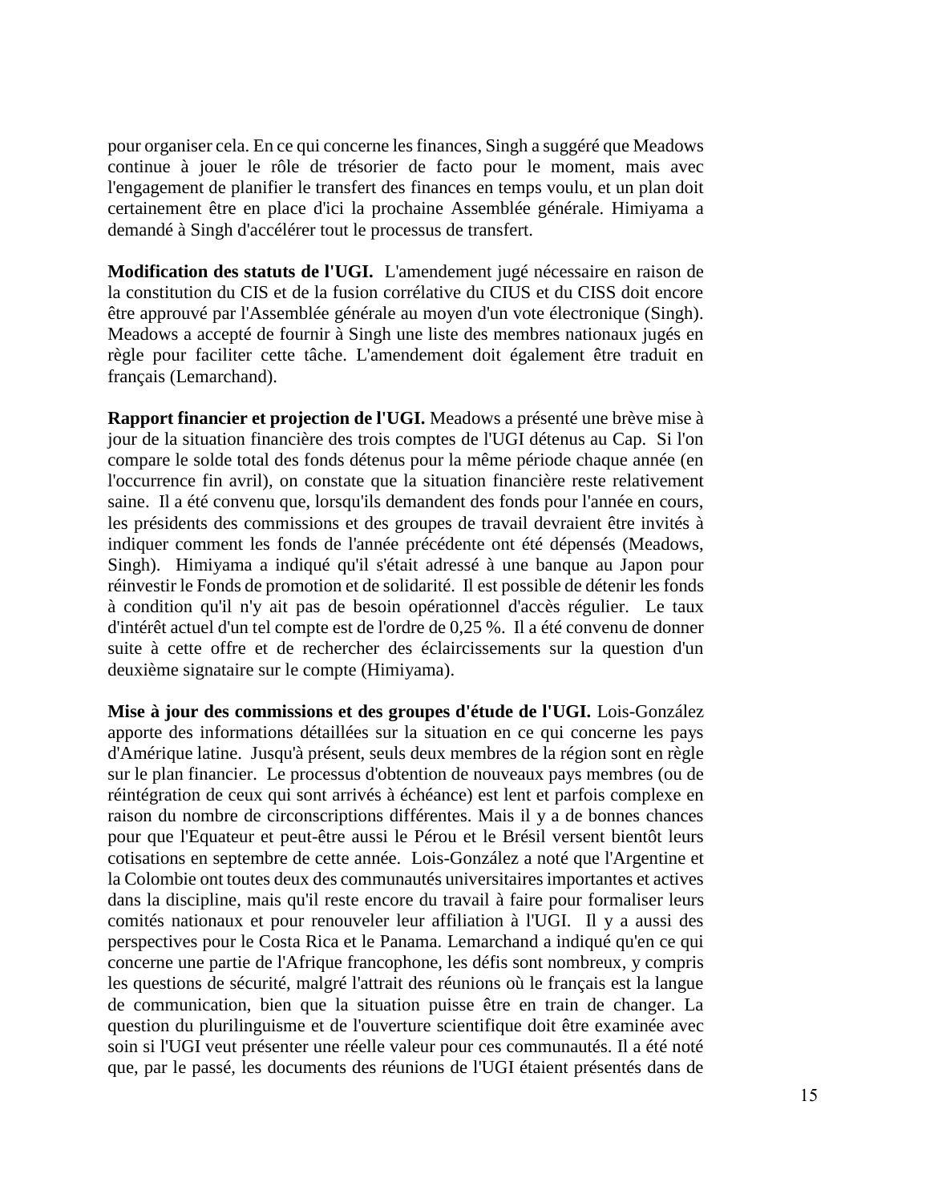pour organiser cela. En ce qui concerne les finances, Singh a suggéré que Meadows continue à jouer le rôle de trésorier de facto pour le moment, mais avec l'engagement de planifier le transfert des finances en temps voulu, et un plan doit certainement être en place d'ici la prochaine Assemblée générale. Himiyama a demandé à Singh d'accélérer tout le processus de transfert.

**Modification des statuts de l'UGI.** L'amendement jugé nécessaire en raison de la constitution du CIS et de la fusion corrélative du CIUS et du CISS doit encore être approuvé par l'Assemblée générale au moyen d'un vote électronique (Singh). Meadows a accepté de fournir à Singh une liste des membres nationaux jugés en règle pour faciliter cette tâche. L'amendement doit également être traduit en français (Lemarchand).

**Rapport financier et projection de l'UGI.** Meadows a présenté une brève mise à jour de la situation financière des trois comptes de l'UGI détenus au Cap. Si l'on compare le solde total des fonds détenus pour la même période chaque année (en l'occurrence fin avril), on constate que la situation financière reste relativement saine. Il a été convenu que, lorsqu'ils demandent des fonds pour l'année en cours, les présidents des commissions et des groupes de travail devraient être invités à indiquer comment les fonds de l'année précédente ont été dépensés (Meadows, Singh). Himiyama a indiqué qu'il s'était adressé à une banque au Japon pour réinvestir le Fonds de promotion et de solidarité. Il est possible de détenir les fonds à condition qu'il n'y ait pas de besoin opérationnel d'accès régulier. Le taux d'intérêt actuel d'un tel compte est de l'ordre de 0,25 %. Il a été convenu de donner suite à cette offre et de rechercher des éclaircissements sur la question d'un deuxième signataire sur le compte (Himiyama).

**Mise à jour des commissions et des groupes d'étude de l'UGI.** Lois-González apporte des informations détaillées sur la situation en ce qui concerne les pays d'Amérique latine. Jusqu'à présent, seuls deux membres de la région sont en règle sur le plan financier. Le processus d'obtention de nouveaux pays membres (ou de réintégration de ceux qui sont arrivés à échéance) est lent et parfois complexe en raison du nombre de circonscriptions différentes. Mais il y a de bonnes chances pour que l'Equateur et peut-être aussi le Pérou et le Brésil versent bientôt leurs cotisations en septembre de cette année. Lois-González a noté que l'Argentine et la Colombie ont toutes deux des communautés universitaires importantes et actives dans la discipline, mais qu'il reste encore du travail à faire pour formaliser leurs comités nationaux et pour renouveler leur affiliation à l'UGI. Il y a aussi des perspectives pour le Costa Rica et le Panama. Lemarchand a indiqué qu'en ce qui concerne une partie de l'Afrique francophone, les défis sont nombreux, y compris les questions de sécurité, malgré l'attrait des réunions où le français est la langue de communication, bien que la situation puisse être en train de changer. La question du plurilinguisme et de l'ouverture scientifique doit être examinée avec soin si l'UGI veut présenter une réelle valeur pour ces communautés. Il a été noté que, par le passé, les documents des réunions de l'UGI étaient présentés dans de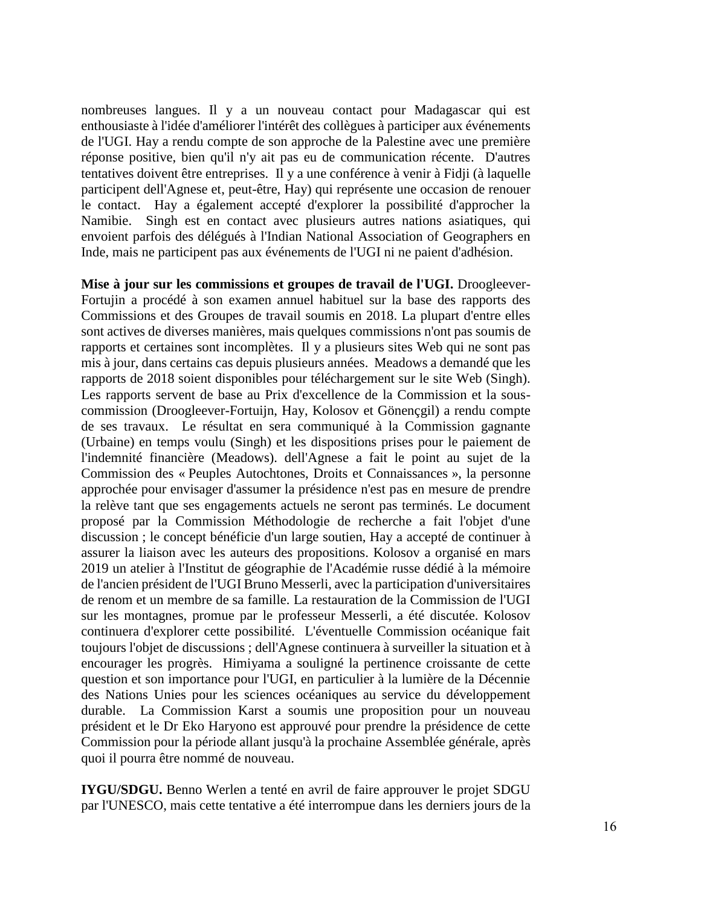nombreuses langues. Il y a un nouveau contact pour Madagascar qui est enthousiaste à l'idée d'améliorer l'intérêt des collègues à participer aux événements de l'UGI. Hay a rendu compte de son approche de la Palestine avec une première réponse positive, bien qu'il n'y ait pas eu de communication récente. D'autres tentatives doivent être entreprises. Il y a une conférence à venir à Fidji (à laquelle participent dell'Agnese et, peut-être, Hay) qui représente une occasion de renouer le contact. Hay a également accepté d'explorer la possibilité d'approcher la Namibie. Singh est en contact avec plusieurs autres nations asiatiques, qui envoient parfois des délégués à l'Indian National Association of Geographers en Inde, mais ne participent pas aux événements de l'UGI ni ne paient d'adhésion.

**Mise à jour sur les commissions et groupes de travail de l'UGI.** Droogleever-Fortujin a procédé à son examen annuel habituel sur la base des rapports des Commissions et des Groupes de travail soumis en 2018. La plupart d'entre elles sont actives de diverses manières, mais quelques commissions n'ont pas soumis de rapports et certaines sont incomplètes. Il y a plusieurs sites Web qui ne sont pas mis à jour, dans certains cas depuis plusieurs années. Meadows a demandé que les rapports de 2018 soient disponibles pour téléchargement sur le site Web (Singh). Les rapports servent de base au Prix d'excellence de la Commission et la sous-commission (Droogleever-Fortuijn, Hay, Kolosov et Gönençgil) a rendu compte de ses travaux. Le résultat en sera communiqué à la Commission gagnante (Urbaine) en temps voulu (Singh) et les dispositions prises pour le paiement de l'indemnité financière (Meadows). dell'Agnese a fait le point au sujet de la Commission des « Peuples Autochtones, Droits et Connaissances », la personne approchée pour envisager d'assumer la présidence n'est pas en mesure de prendre la relève tant que ses engagements actuels ne seront pas terminés. Le document proposé par la Commission Méthodologie de recherche a fait l'objet d'une discussion ; le concept bénéficie d'un large soutien, Hay a accepté de continuer à assurer la liaison avec les auteurs des propositions. Kolosov a organisé en mars 2019 un atelier à l'Institut de géographie de l'Académie russe dédié à la mémoire de l'ancien président de l'UGI Bruno Messerli, avec la participation d'universitaires de renom et un membre de sa famille. La restauration de la Commission de l'UGI sur les montagnes, promue par le professeur Messerli, a été discutée. Kolosov continuera d'explorer cette possibilité. L'éventuelle Commission océanique fait toujours l'objet de discussions ; dell'Agnese continuera à surveiller la situation et à encourager les progrès. Himiyama a souligné la pertinence croissante de cette question et son importance pour l'UGI, en particulier à la lumière de la Décennie des Nations Unies pour les sciences océaniques au service du développement durable. La Commission Karst a soumis une proposition pour un nouveau président et le Dr Eko Haryono est approuvé pour prendre la présidence de cette Commission pour la période allant jusqu'à la prochaine Assemblée générale, après quoi il pourra être nommé de nouveau.

**IYGU/SDGU.** Benno Werlen a tenté en avril de faire approuver le projet SDGU par l'UNESCO, mais cette tentative a été interrompue dans les derniers jours de la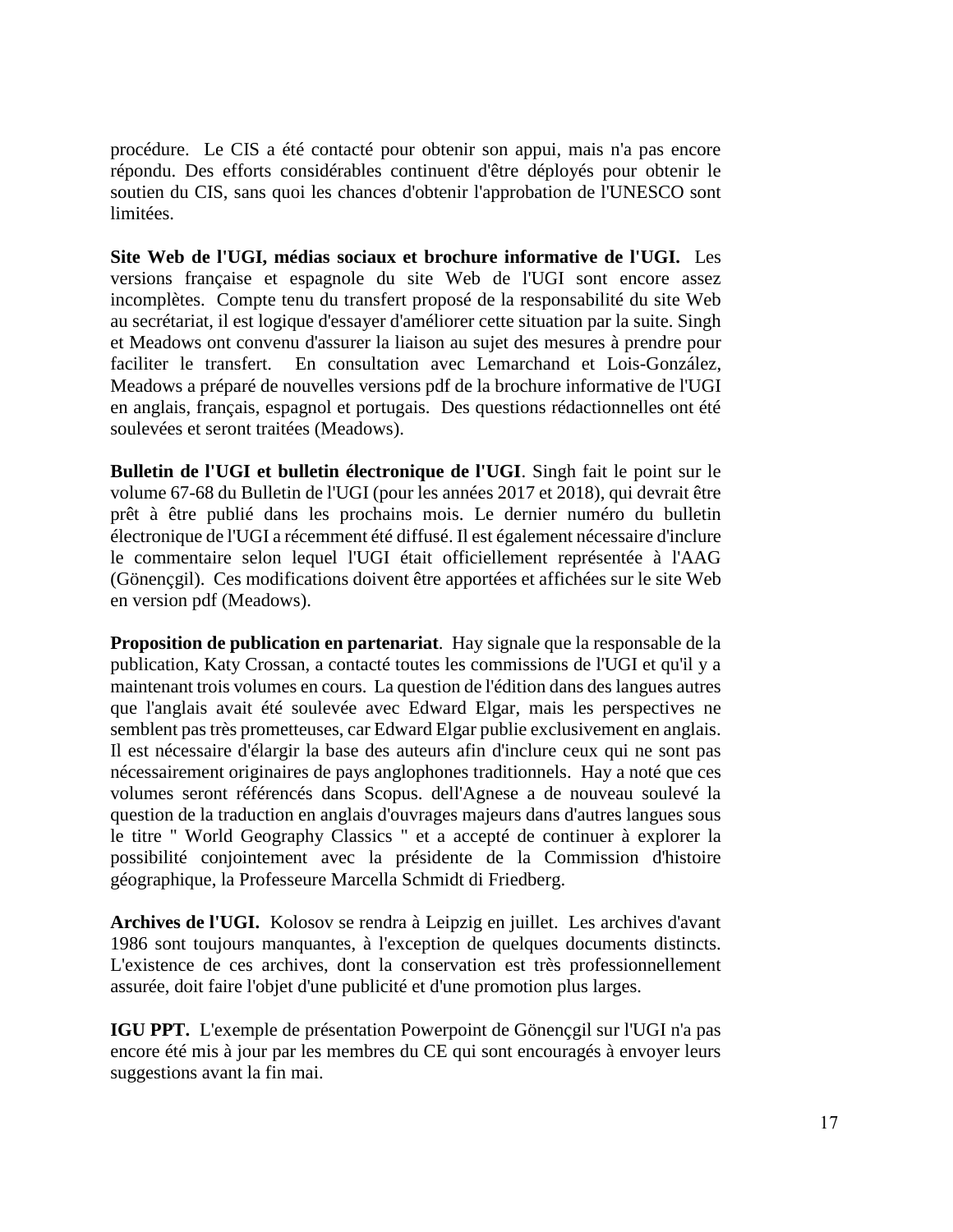procédure. Le CIS a été contacté pour obtenir son appui, mais n'a pas encore répondu. Des efforts considérables continuent d'être déployés pour obtenir le soutien du CIS, sans quoi les chances d'obtenir l'approbation de l'UNESCO sont limitées.

**Site Web de l'UGI, médias sociaux et brochure informative de l'UGI.** Les versions française et espagnole du site Web de l'UGI sont encore assez incomplètes. Compte tenu du transfert proposé de la responsabilité du site Web au secrétariat, il est logique d'essayer d'améliorer cette situation par la suite. Singh et Meadows ont convenu d'assurer la liaison au sujet des mesures à prendre pour faciliter le transfert. En consultation avec Lemarchand et Lois-González, Meadows a préparé de nouvelles versions pdf de la brochure informative de l'UGI en anglais, français, espagnol et portugais. Des questions rédactionnelles ont été soulevées et seront traitées (Meadows).

**Bulletin de l'UGI et bulletin électronique de l'UGI**. Singh fait le point sur le volume 67-68 du Bulletin de l'UGI (pour les années 2017 et 2018), qui devrait être prêt à être publié dans les prochains mois. Le dernier numéro du bulletin électronique de l'UGI a récemment été diffusé. Il est également nécessaire d'inclure le commentaire selon lequel l'UGI était officiellement représentée à l'AAG (Gönençgil). Ces modifications doivent être apportées et affichées sur le site Web en version pdf (Meadows).

**Proposition de publication en partenariat**. Hay signale que la responsable de la publication, Katy Crossan, a contacté toutes les commissions de l'UGI et qu'il y a maintenant trois volumes en cours. La question de l'édition dans des langues autres que l'anglais avait été soulevée avec Edward Elgar, mais les perspectives ne semblent pas très prometteuses, car Edward Elgar publie exclusivement en anglais. Il est nécessaire d'élargir la base des auteurs afin d'inclure ceux qui ne sont pas nécessairement originaires de pays anglophones traditionnels. Hay a noté que ces volumes seront référencés dans Scopus. dell'Agnese a de nouveau soulevé la question de la traduction en anglais d'ouvrages majeurs dans d'autres langues sous le titre " World Geography Classics " et a accepté de continuer à explorer la possibilité conjointement avec la présidente de la Commission d'histoire géographique, la Professeure Marcella Schmidt di Friedberg.

**Archives de l'UGI.** Kolosov se rendra à Leipzig en juillet. Les archives d'avant 1986 sont toujours manquantes, à l'exception de quelques documents distincts. L'existence de ces archives, dont la conservation est très professionnellement assurée, doit faire l'objet d'une publicité et d'une promotion plus larges.

**IGU PPT.** L'exemple de présentation Powerpoint de Gönençgil sur l'UGI n'a pas encore été mis à jour par les membres du CE qui sont encouragés à envoyer leurs suggestions avant la fin mai.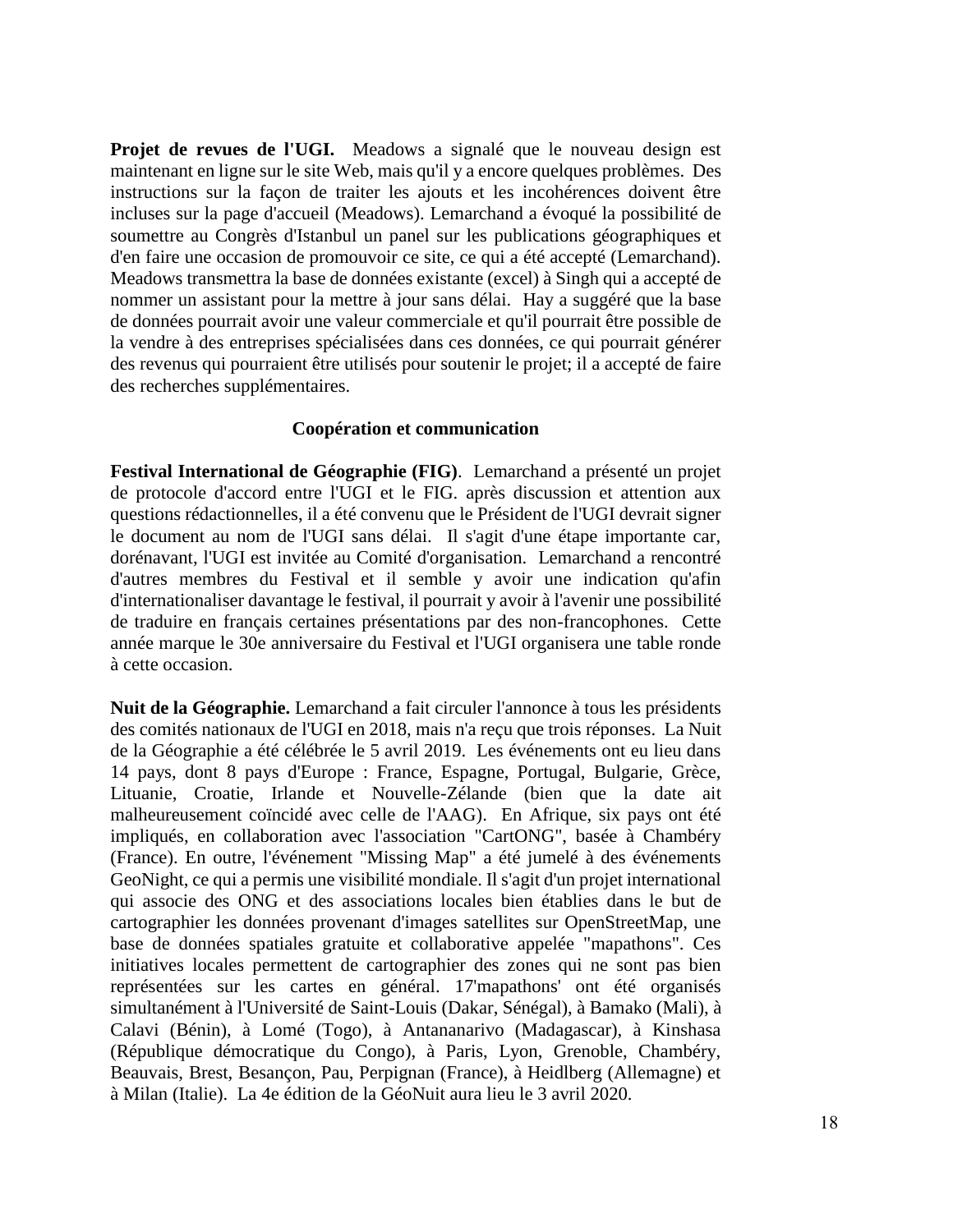**Projet de revues de l'UGI.** Meadows a signalé que le nouveau design est maintenant en ligne sur le site Web, mais qu'il y a encore quelques problèmes. Des instructions sur la façon de traiter les ajouts et les incohérences doivent être incluses sur la page d'accueil (Meadows). Lemarchand a évoqué la possibilité de soumettre au Congrès d'Istanbul un panel sur les publications géographiques et d'en faire une occasion de promouvoir ce site, ce qui a été accepté (Lemarchand). Meadows transmettra la base de données existante (excel) à Singh qui a accepté de nommer un assistant pour la mettre à jour sans délai. Hay a suggéré que la base de données pourrait avoir une valeur commerciale et qu'il pourrait être possible de la vendre à des entreprises spécialisées dans ces données, ce qui pourrait générer des revenus qui pourraient être utilisés pour soutenir le projet; il a accepté de faire des recherches supplémentaires.

## Coopération et communication

**Festival International de Géographie (FIG)**. Lemarchand a présenté un projet de protocole d'accord entre l'UGI et le FIG. après discussion et attention aux questions rédactionnelles, il a été convenu que le Président de l'UGI devrait signer le document au nom de l'UGI sans délai. Il s'agit d'une étape importante car, dorénavant, l'UGI est invitée au Comité d'organisation. Lemarchand a rencontré d'autres membres du Festival et il semble y avoir une indication qu'afin d'internationaliser davantage le festival, il pourrait y avoir à l'avenir une possibilité de traduire en français certaines présentations par des non-francophones. Cette année marque le 30e anniversaire du Festival et l'UGI organisera une table ronde à cette occasion.

**Nuit de la Géographie.** Lemarchand a fait circuler l'annonce à tous les présidents des comités nationaux de l'UGI en 2018, mais n'a reçu que trois réponses. La Nuit de la Géographie a été célébrée le 5 avril 2019. Les événements ont eu lieu dans 14 pays, dont 8 pays d'Europe : France, Espagne, Portugal, Bulgarie, Grèce, Lituanie, Croatie, Irlande et Nouvelle-Zélande (bien que la date ait malheureusement coïncidé avec celle de l'AAG). En Afrique, six pays ont été impliqués, en collaboration avec l'association "CartONG", basée à Chambéry (France). En outre, l'événement "Missing Map" a été jumelé à des événements GeoNight, ce qui a permis une visibilité mondiale. Il s'agit d'un projet international qui associe des ONG et des associations locales bien établies dans le but de cartographier les données provenant d'images satellites sur OpenStreetMap, une base de données spatiales gratuite et collaborative appelée "mapathons". Ces initiatives locales permettent de cartographier des zones qui ne sont pas bien représentées sur les cartes en général. 17'mapathons' ont été organisés simultanément à l'Université de Saint-Louis (Dakar, Sénégal), à Bamako (Mali), à Calavi (Bénin), à Lomé (Togo), à Antananarivo (Madagascar), à Kinshasa (République démocratique du Congo), à Paris, Lyon, Grenoble, Chambéry, Beauvais, Brest, Besançon, Pau, Perpignan (France), à Heidlberg (Allemagne) et à Milan (Italie). La 4e édition de la GéoNuit aura lieu le 3 avril 2020.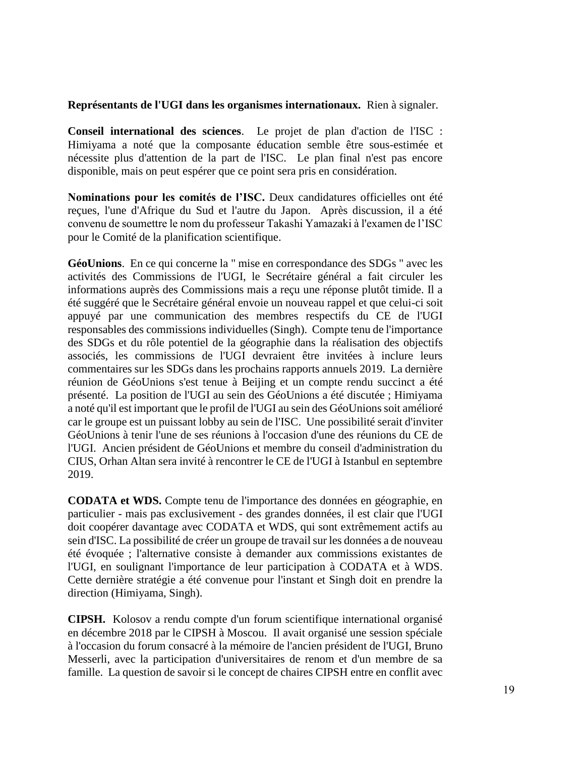**Représentants de l'UGI dans les organismes internationaux.** Rien à signaler.

**Conseil international des sciences**. Le projet de plan d'action de l'ISC : Himiyama a noté que la composante éducation semble être sous-estimée et nécessite plus d'attention de la part de l'ISC. Le plan final n'est pas encore disponible, mais on peut espérer que ce point sera pris en considération.

**Nominations pour les comités de l'ISC.** Deux candidatures officielles ont été reçues, l'une d'Afrique du Sud et l'autre du Japon. Après discussion, il a été convenu de soumettre le nom du professeur Takashi Yamazaki à l'examen de l'ISC pour le Comité de la planification scientifique.

**GéoUnions**. En ce qui concerne la " mise en correspondance des SDGs " avec les activités des Commissions de l'UGI, le Secrétaire général a fait circuler les informations auprès des Commissions mais a reçu une réponse plutôt timide. Il a été suggéré que le Secrétaire général envoie un nouveau rappel et que celui-ci soit appuyé par une communication des membres respectifs du CE de l'UGI responsables des commissions individuelles (Singh). Compte tenu de l'importance des SDGs et du rôle potentiel de la géographie dans la réalisation des objectifs associés, les commissions de l'UGI devraient être invitées à inclure leurs commentaires sur les SDGs dans les prochains rapports annuels 2019. La dernière réunion de GéoUnions s'est tenue à Beijing et un compte rendu succinct a été présenté. La position de l'UGI au sein des GéoUnions a été discutée ; Himiyama a noté qu'il est important que le profil de l'UGI au sein des GéoUnions soit amélioré car le groupe est un puissant lobby au sein de l'ISC. Une possibilité serait d'inviter GéoUnions à tenir l'une de ses réunions à l'occasion d'une des réunions du CE de l'UGI. Ancien président de GéoUnions et membre du conseil d'administration du CIUS, Orhan Altan sera invité à rencontrer le CE de l'UGI à Istanbul en septembre 2019.

**CODATA et WDS.** Compte tenu de l'importance des données en géographie, en particulier - mais pas exclusivement - des grandes données, il est clair que l'UGI doit coopérer davantage avec CODATA et WDS, qui sont extrêmement actifs au sein d'ISC. La possibilité de créer un groupe de travail sur les données a de nouveau été évoquée ; l'alternative consiste à demander aux commissions existantes de l'UGI, en soulignant l'importance de leur participation à CODATA et à WDS. Cette dernière stratégie a été convenue pour l'instant et Singh doit en prendre la direction (Himiyama, Singh).

**CIPSH.** Kolosov a rendu compte d'un forum scientifique international organisé en décembre 2018 par le CIPSH à Moscou. Il avait organisé une session spéciale à l'occasion du forum consacré à la mémoire de l'ancien président de l'UGI, Bruno Messerli, avec la participation d'universitaires de renom et d'un membre de sa famille. La question de savoir si le concept de chaires CIPSH entre en conflit avec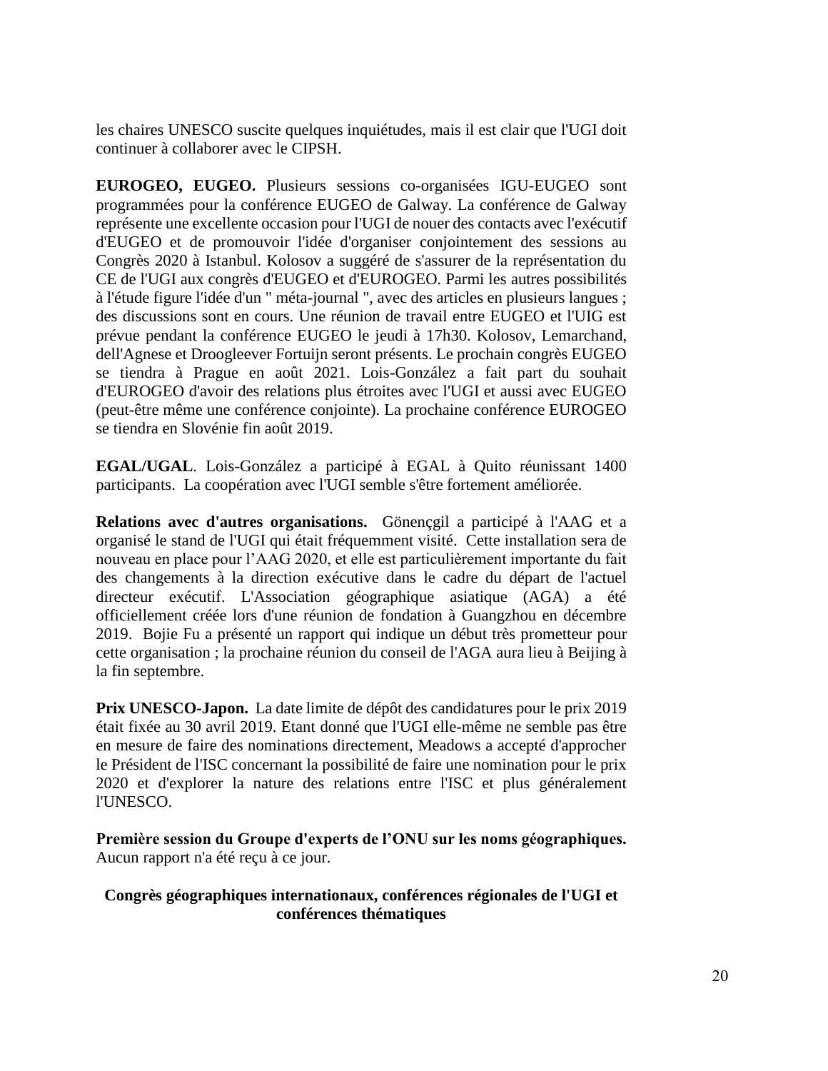les chaires UNESCO suscite quelques inquiétudes, mais il est clair que l'UGI doit continuer à collaborer avec le CIPSH.

**EUROGEO, EUGEO.** Plusieurs sessions co-organisées IGU-EUGEO sont programmées pour la conférence EUGEO de Galway. La conférence de Galway représente une excellente occasion pour l'UGI de nouer des contacts avec l'exécutif d'EUGEO et de promouvoir l'idée d'organiser conjointement des sessions au Congrès 2020 à Istanbul. Kolosov a suggéré de s'assurer de la représentation du CE de l'UGI aux congrès d'EUGEO et d'EUROGEO. Parmi les autres possibilités à l'étude figure l'idée d'un " méta-journal ", avec des articles en plusieurs langues ; des discussions sont en cours. Une réunion de travail entre EUGEO et l'UIG est prévue pendant la conférence EUGEO le jeudi à 17h30. Kolosov, Lemarchand, dell'Agnese et Droogleever Fortuijn seront présents. Le prochain congrès EUGEO se tiendra à Prague en août 2021. Lois-González a fait part du souhait d'EUROGEO d'avoir des relations plus étroites avec l'UGI et aussi avec EUGEO (peut-être même une conférence conjointe). La prochaine conférence EUROGEO se tiendra en Slovénie fin août 2019.

**EGAL/UGAL**. Lois-González a participé à EGAL à Quito réunissant 1400 participants. La coopération avec l'UGI semble s'être fortement améliorée.

**Relations avec d'autres organisations.** Gönençgil a participé à l'AAG et a organisé le stand de l'UGI qui était fréquemment visité. Cette installation sera de nouveau en place pour l'AAG 2020, et elle est particulièrement importante du fait des changements à la direction exécutive dans le cadre du départ de l'actuel directeur exécutif. L'Association géographique asiatique (AGA) a été officiellement créée lors d'une réunion de fondation à Guangzhou en décembre 2019. Bojie Fu a présenté un rapport qui indique un début très prometteur pour cette organisation ; la prochaine réunion du conseil de l'AGA aura lieu à Beijing à la fin septembre.

**Prix UNESCO-Japon.** La date limite de dépôt des candidatures pour le prix 2019 était fixée au 30 avril 2019. Etant donné que l'UGI elle-même ne semble pas être en mesure de faire des nominations directement, Meadows a accepté d'approcher le Président de l'ISC concernant la possibilité de faire une nomination pour le prix 2020 et d'explorer la nature des relations entre l'ISC et plus généralement l'UNESCO.

**Première session du Groupe d'experts de l'ONU sur les noms géographiques.** Aucun rapport n'a été reçu à ce jour.

## Congrès géographiques internationaux, conférences régionales de l'UGI et conférences thématiques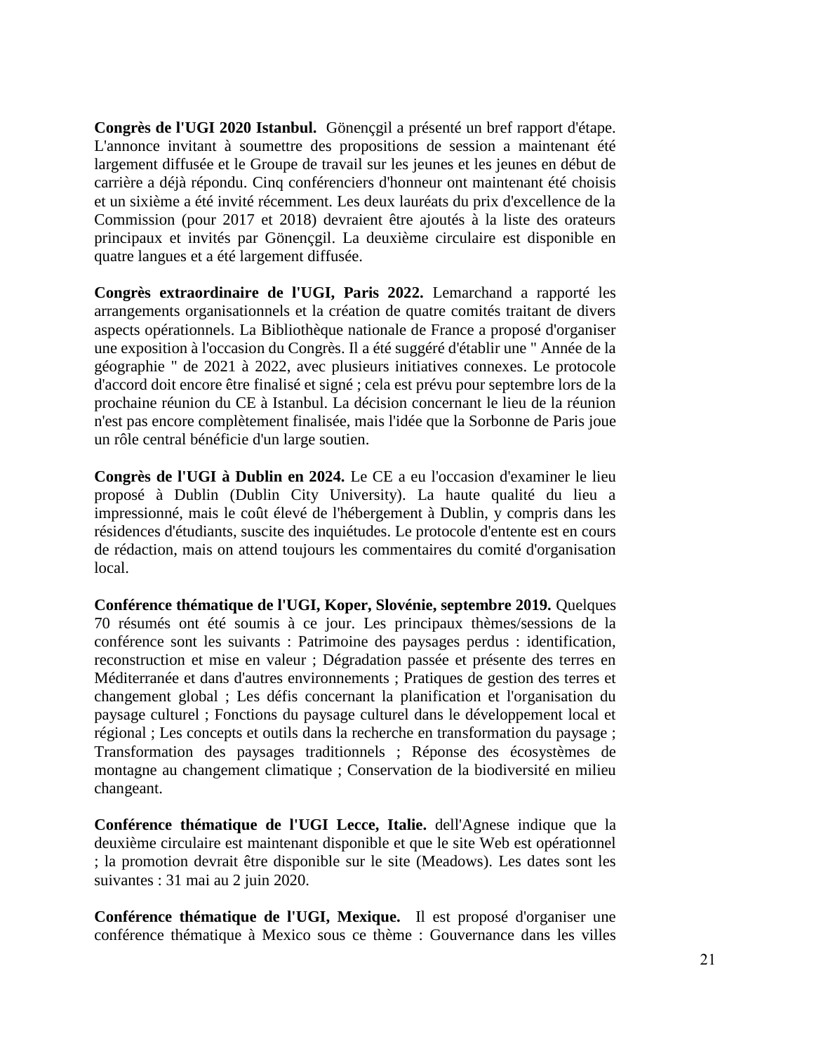**Congrès de l'UGI 2020 Istanbul.** Gönençgil a présenté un bref rapport d'étape. L'annonce invitant à soumettre des propositions de session a maintenant été largement diffusée et le Groupe de travail sur les jeunes et les jeunes en début de carrière a déjà répondu. Cinq conférenciers d'honneur ont maintenant été choisis et un sixième a été invité récemment. Les deux lauréats du prix d'excellence de la Commission (pour 2017 et 2018) devraient être ajoutés à la liste des orateurs principaux et invités par Gönençgil. La deuxième circulaire est disponible en quatre langues et a été largement diffusée.

**Congrès extraordinaire de l'UGI, Paris 2022.** Lemarchand a rapporté les arrangements organisationnels et la création de quatre comités traitant de divers aspects opérationnels. La Bibliothèque nationale de France a proposé d'organiser une exposition à l'occasion du Congrès. Il a été suggéré d'établir une " Année de la géographie " de 2021 à 2022, avec plusieurs initiatives connexes. Le protocole d'accord doit encore être finalisé et signé ; cela est prévu pour septembre lors de la prochaine réunion du CE à Istanbul. La décision concernant le lieu de la réunion n'est pas encore complètement finalisée, mais l'idée que la Sorbonne de Paris joue un rôle central bénéficie d'un large soutien.

**Congrès de l'UGI à Dublin en 2024.** Le CE a eu l'occasion d'examiner le lieu proposé à Dublin (Dublin City University). La haute qualité du lieu a impressionné, mais le coût élevé de l'hébergement à Dublin, y compris dans les résidences d'étudiants, suscite des inquiétudes. Le protocole d'entente est en cours de rédaction, mais on attend toujours les commentaires du comité d'organisation local.

**Conférence thématique de l'UGI, Koper, Slovénie, septembre 2019.** Quelques 70 résumés ont été soumis à ce jour. Les principaux thèmes/sessions de la conférence sont les suivants : Patrimoine des paysages perdus : identification, reconstruction et mise en valeur ; Dégradation passée et présente des terres en Méditerranée et dans d'autres environnements ; Pratiques de gestion des terres et changement global ; Les défis concernant la planification et l'organisation du paysage culturel ; Fonctions du paysage culturel dans le développement local et régional ; Les concepts et outils dans la recherche en transformation du paysage ; Transformation des paysages traditionnels ; Réponse des écosystèmes de montagne au changement climatique ; Conservation de la biodiversité en milieu changeant.

**Conférence thématique de l'UGI Lecce, Italie.** dell'Agnese indique que la deuxième circulaire est maintenant disponible et que le site Web est opérationnel ; la promotion devrait être disponible sur le site (Meadows). Les dates sont les suivantes : 31 mai au 2 juin 2020.

**Conférence thématique de l'UGI, Mexique.** Il est proposé d'organiser une conférence thématique à Mexico sous ce thème : Gouvernance dans les villes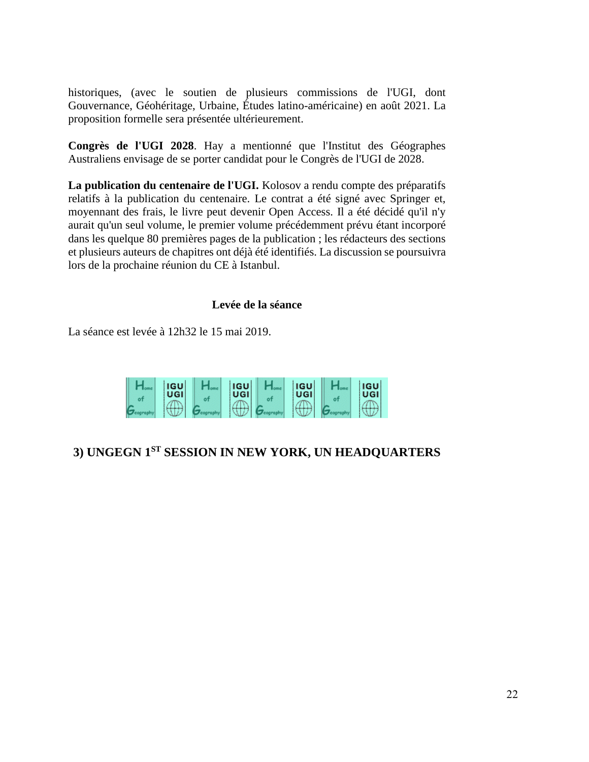historiques, (avec le soutien de plusieurs commissions de l'UGI, dont Gouvernance, Géohéritage, Urbaine, Études latino-américaine) en août 2021. La proposition formelle sera présentée ultérieurement.

**Congrès de l'UGI 2028**. Hay a mentionné que l'Institut des Géographes Australiens envisage de se porter candidat pour le Congrès de l'UGI de 2028.

**La publication du centenaire de l'UGI.** Kolosov a rendu compte des préparatifs relatifs à la publication du centenaire. Le contrat a été signé avec Springer et, moyennant des frais, le livre peut devenir Open Access. Il a été décidé qu'il n'y aurait qu'un seul volume, le premier volume précédemment prévu étant incorporé dans les quelque 80 premières pages de la publication ; les rédacteurs des sections et plusieurs auteurs de chapitres ont déjà été identifiés. La discussion se poursuivra lors de la prochaine réunion du CE à Istanbul.

### Levée de la séance

La séance est levée à 12h32 le 15 mai 2019.

## 3) UNGEGN 1ST SESSION IN NEW YORK, UN HEADQUARTERS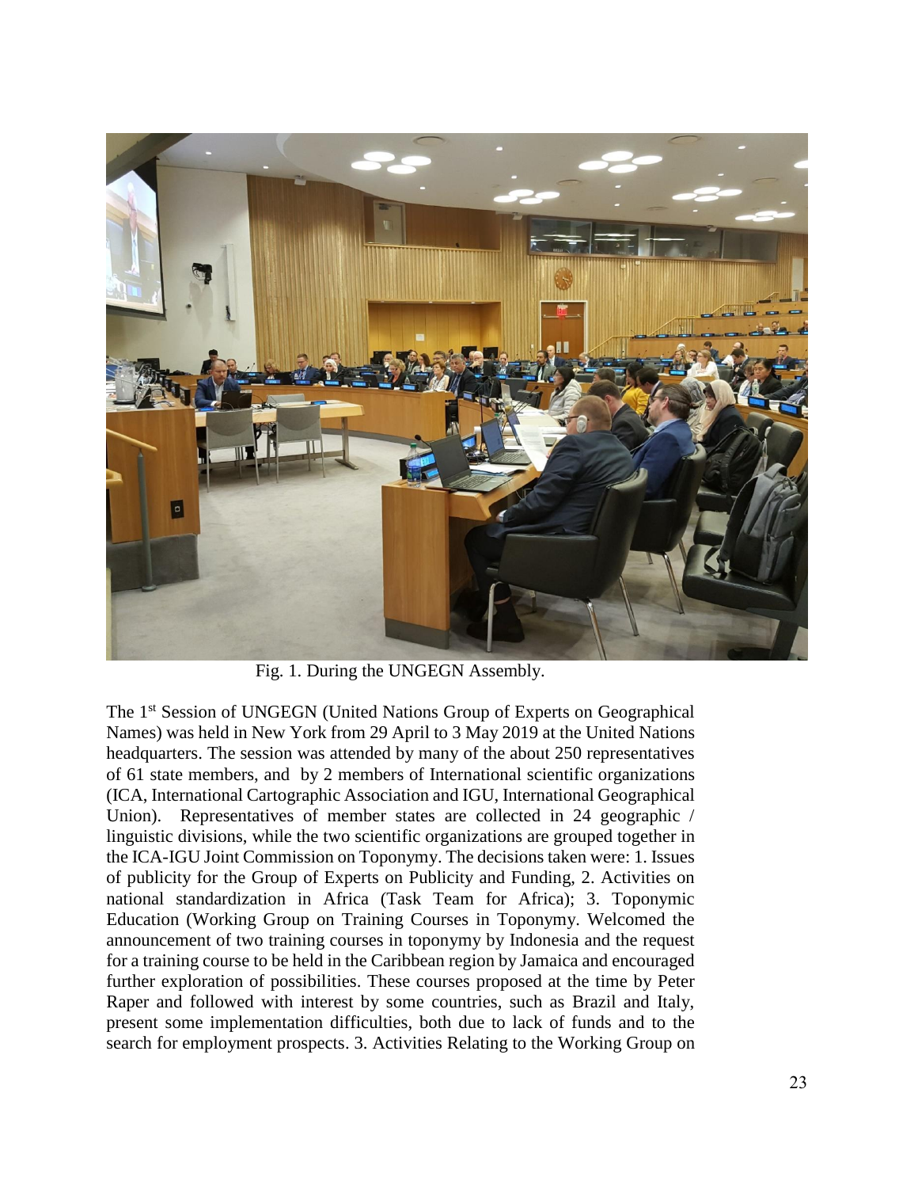Fig. 1. During the UNGEGN Assembly.

The 1st Session of UNGEGN (United Nations Group of Experts on Geographical Names) was held in New York from 29 April to 3 May 2019 at the United Nations headquarters. The session was attended by many of the about 250 representatives of 61 state members, and by 2 members of International scientific organizations (ICA, International Cartographic Association and IGU, International Geographical Union). Representatives of member states are collected in 24 geographic / linguistic divisions, while the two scientific organizations are grouped together in the ICA-IGU Joint Commission on Toponymy. The decisions taken were: 1. Issues of publicity for the Group of Experts on Publicity and Funding, 2. Activities on national standardization in Africa (Task Team for Africa); 3. Toponymic Education (Working Group on Training Courses in Toponymy. Welcomed the announcement of two training courses in toponymy by Indonesia and the request for a training course to be held in the Caribbean region by Jamaica and encouraged further exploration of possibilities. These courses proposed at the time by Peter Raper and followed with interest by some countries, such as Brazil and Italy, present some implementation difficulties, both due to lack of funds and to the search for employment prospects. 3. Activities Relating to the Working Group on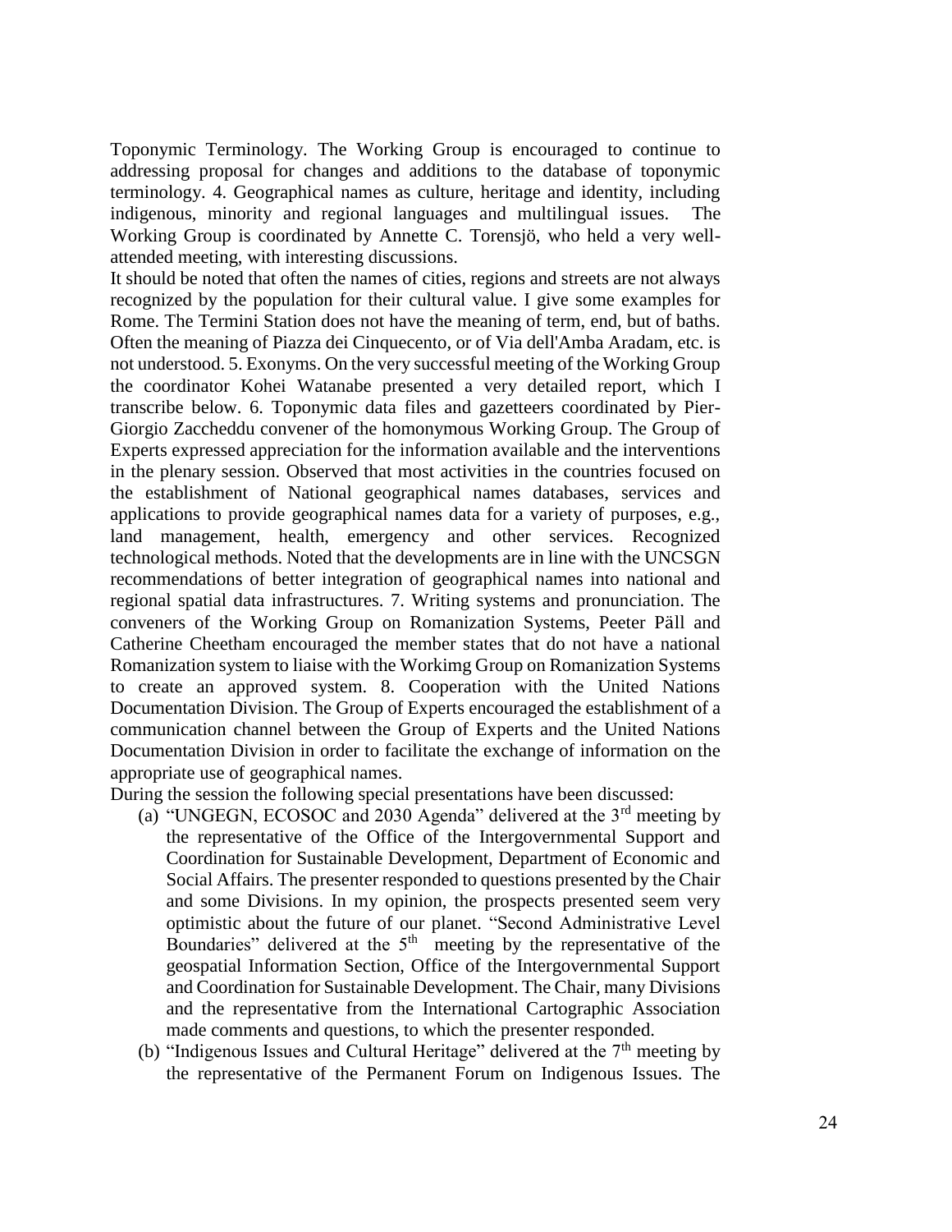Toponymic Terminology. The Working Group is encouraged to continue to addressing proposal for changes and additions to the database of toponymic terminology. 4. Geographical names as culture, heritage and identity, including indigenous, minority and regional languages and multilingual issues. The Working Group is coordinated by Annette C. Torensjö, who held a very well-attended meeting, with interesting discussions.

It should be noted that often the names of cities, regions and streets are not always recognized by the population for their cultural value. I give some examples for Rome. The Termini Station does not have the meaning of term, end, but of baths. Often the meaning of Piazza dei Cinquecento, or of Via dell'Amba Aradam, etc. is not understood. 5. Exonyms. On the very successful meeting of the Working Group the coordinator Kohei Watanabe presented a very detailed report, which I transcribe below. 6. Toponymic data files and gazetteers coordinated by Pier-Giorgio Zaccheddu convener of the homonymous Working Group. The Group of Experts expressed appreciation for the information available and the interventions in the plenary session. Observed that most activities in the countries focused on the establishment of National geographical names databases, services and applications to provide geographical names data for a variety of purposes, e.g., land management, health, emergency and other services. Recognized technological methods. Noted that the developments are in line with the UNCSGN recommendations of better integration of geographical names into national and regional spatial data infrastructures. 7. Writing systems and pronunciation. The conveners of the Working Group on Romanization Systems, Peeter Päll and Catherine Cheetham encouraged the member states that do not have a national Romanization system to liaise with the Workimg Group on Romanization Systems to create an approved system. 8. Cooperation with the United Nations Documentation Division. The Group of Experts encouraged the establishment of a communication channel between the Group of Experts and the United Nations Documentation Division in order to facilitate the exchange of information on the appropriate use of geographical names.

During the session the following special presentations have been discussed:

(a) "UNGEGN, ECOSOC and 2030 Agenda" delivered at the 3rd meeting by the representative of the Office of the Intergovernmental Support and Coordination for Sustainable Development, Department of Economic and Social Affairs. The presenter responded to questions presented by the Chair and some Divisions. In my opinion, the prospects presented seem very optimistic about the future of our planet. "Second Administrative Level Boundaries" delivered at the 5th meeting by the representative of the geospatial Information Section, Office of the Intergovernmental Support and Coordination for Sustainable Development. The Chair, many Divisions and the representative from the International Cartographic Association made comments and questions, to which the presenter responded.

(b) "Indigenous Issues and Cultural Heritage" delivered at the 7th meeting by the representative of the Permanent Forum on Indigenous Issues. The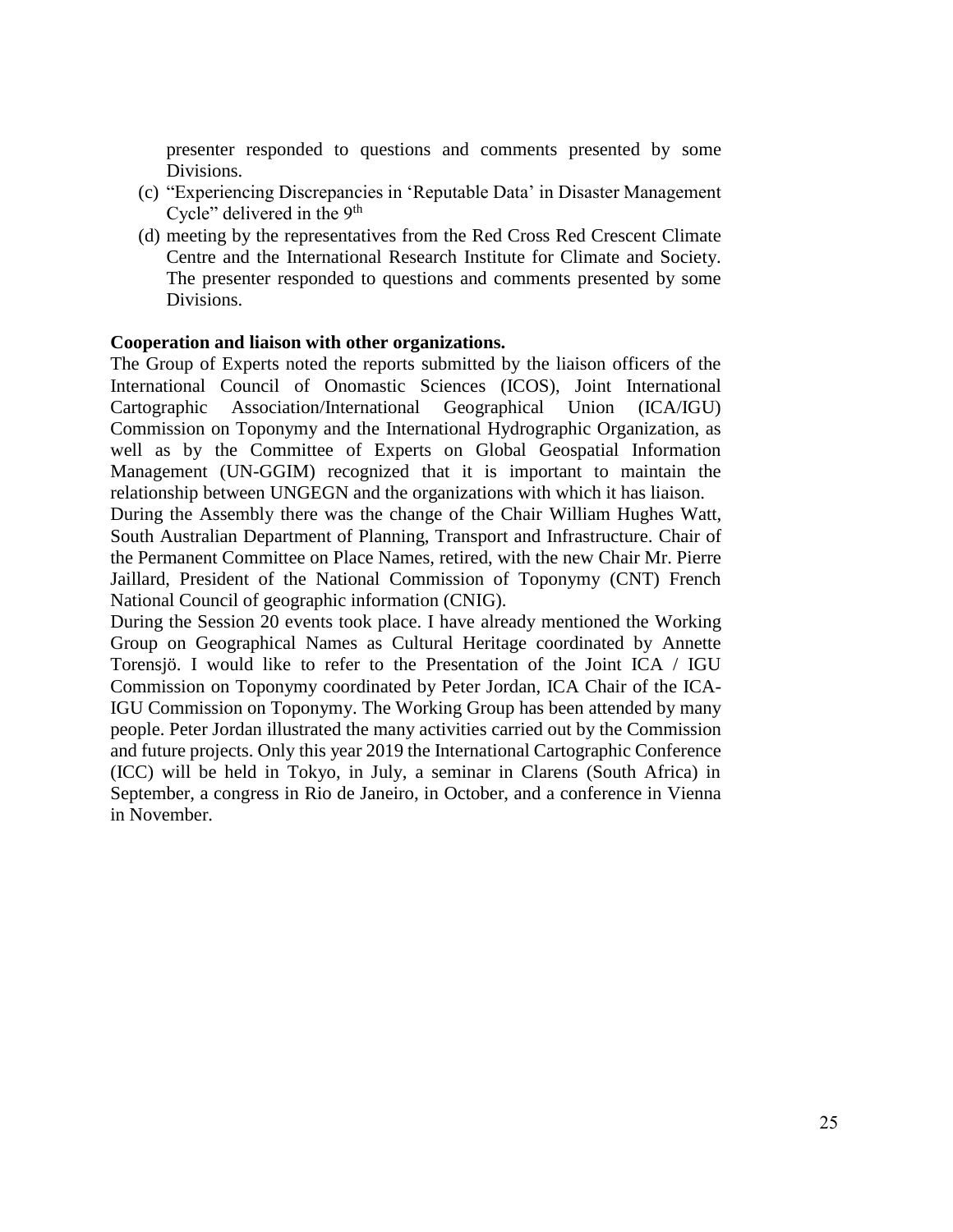presenter responded to questions and comments presented by some Divisions.

(c) "Experiencing Discrepancies in 'Reputable Data' in Disaster Management Cycle" delivered in the 9th

(d) meeting by the representatives from the Red Cross Red Crescent Climate Centre and the International Research Institute for Climate and Society. The presenter responded to questions and comments presented by some Divisions.

**Cooperation and liaison with other organizations.**

The Group of Experts noted the reports submitted by the liaison officers of the International Council of Onomastic Sciences (ICOS), Joint International Cartographic Association/International Geographical Union (ICA/IGU) Commission on Toponymy and the International Hydrographic Organization, as well as by the Committee of Experts on Global Geospatial Information Management (UN-GGIM) recognized that it is important to maintain the relationship between UNGEGN and the organizations with which it has liaison.

During the Assembly there was the change of the Chair William Hughes Watt, South Australian Department of Planning, Transport and Infrastructure. Chair of the Permanent Committee on Place Names, retired, with the new Chair Mr. Pierre Jaillard, President of the National Commission of Toponymy (CNT) French National Council of geographic information (CNIG).

During the Session 20 events took place. I have already mentioned the Working Group on Geographical Names as Cultural Heritage coordinated by Annette Torensjö. I would like to refer to the Presentation of the Joint ICA / IGU Commission on Toponymy coordinated by Peter Jordan, ICA Chair of the ICA-IGU Commission on Toponymy. The Working Group has been attended by many people. Peter Jordan illustrated the many activities carried out by the Commission and future projects. Only this year 2019 the International Cartographic Conference (ICC) will be held in Tokyo, in July, a seminar in Clarens (South Africa) in September, a congress in Rio de Janeiro, in October, and a conference in Vienna in November.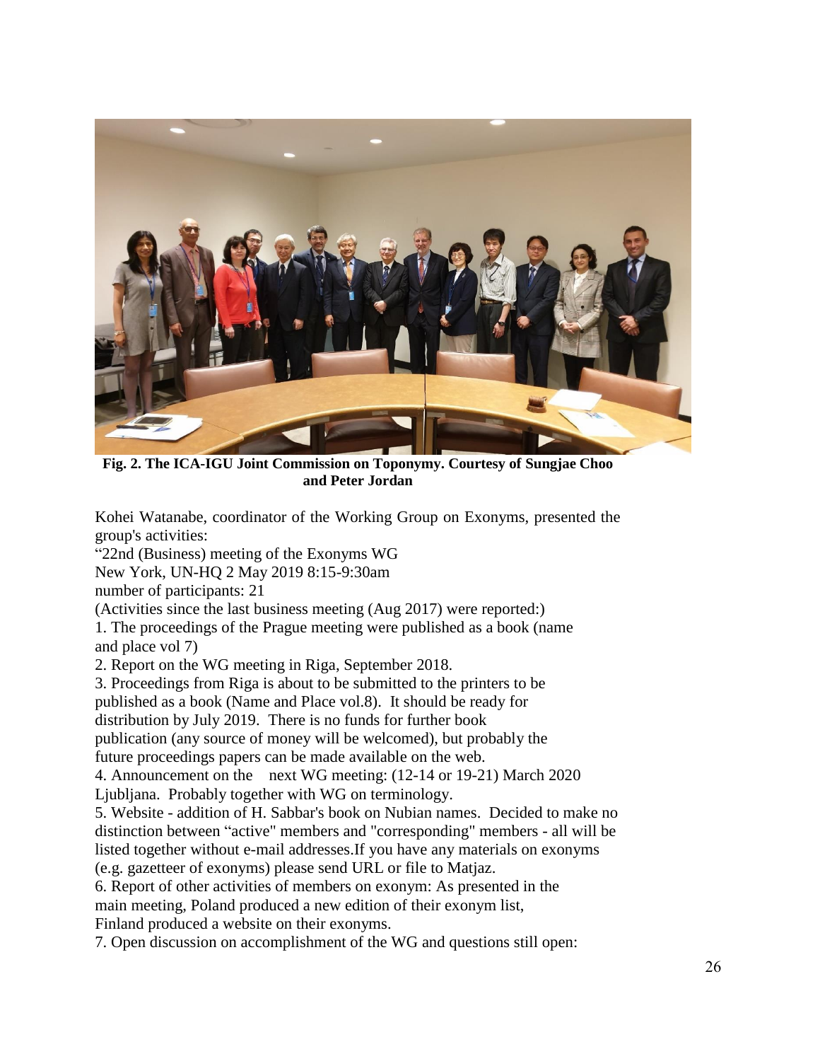**Fig. 2. The ICA-IGU Joint Commission on Toponymy. Courtesy of Sungjae Choo and Peter Jordan**

Kohei Watanabe, coordinator of the Working Group on Exonyms, presented the group's activities:

“22nd (Business) meeting of the Exonyms WG
New York, UN-HQ 2 May 2019 8:15-9:30am
number of participants: 21
(Activities since the last business meeting (Aug 2017) were reported:)

1. The proceedings of the Prague meeting were published as a book (name and place vol 7)
2. Report on the WG meeting in Riga, September 2018.
3. Proceedings from Riga is about to be submitted to the printers to be published as a book (Name and Place vol.8). It should be ready for distribution by July 2019. There is no funds for further book publication (any source of money will be welcomed), but probably the future proceedings papers can be made available on the web.
4. Announcement on the next WG meeting: (12-14 or 19-21) March 2020 Ljubljana. Probably together with WG on terminology.
5. Website - addition of H. Sabbar's book on Nubian names. Decided to make no distinction between “active" members and "corresponding" members - all will be listed together without e-mail addresses.If you have any materials on exonyms (e.g. gazetteer of exonyms) please send URL or file to Matjaz.
6. Report of other activities of members on exonym: As presented in the main meeting, Poland produced a new edition of their exonym list, Finland produced a website on their exonyms.
7. Open discussion on accomplishment of the WG and questions still open: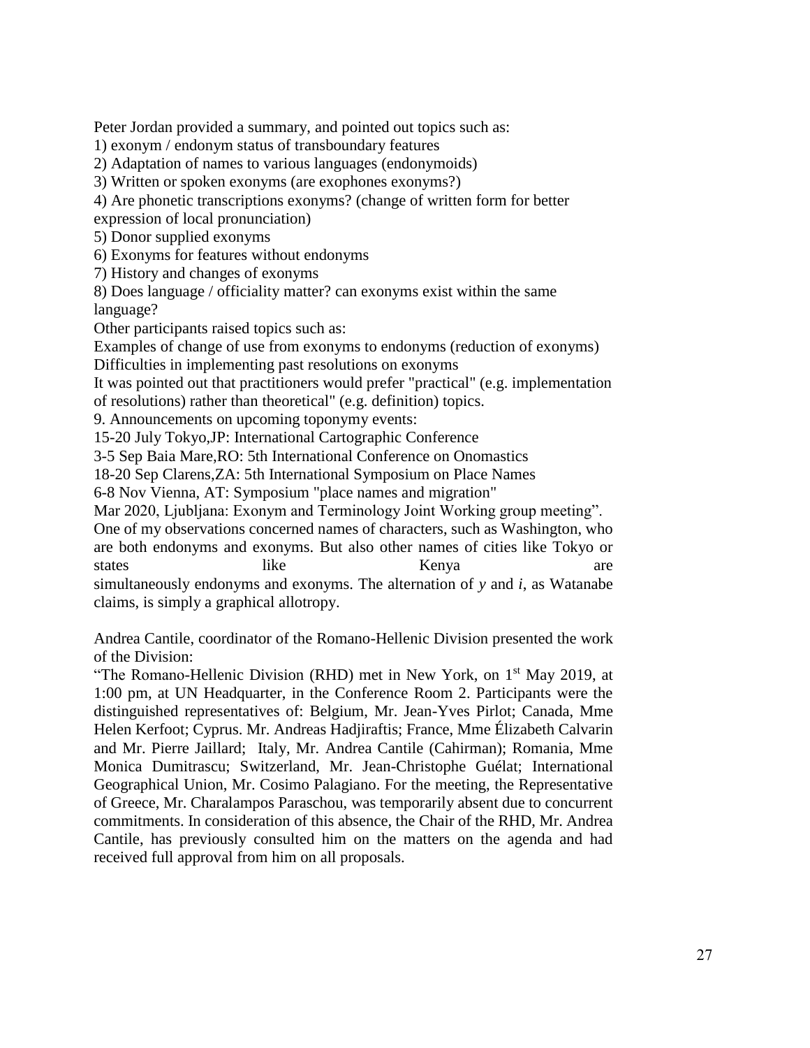Peter Jordan provided a summary, and pointed out topics such as:

1) exonym / endonym status of transboundary features
2) Adaptation of names to various languages (endonymoids)
3) Written or spoken exonyms (are exophones exonyms?)
4) Are phonetic transcriptions exonyms? (change of written form for better expression of local pronunciation)
5) Donor supplied exonyms
6) Exonyms for features without endonyms
7) History and changes of exonyms
8) Does language / officiality matter? can exonyms exist within the same language?

Other participants raised topics such as:

Examples of change of use from exonyms to endonyms (reduction of exonyms)

Difficulties in implementing past resolutions on exonyms

It was pointed out that practitioners would prefer "practical" (e.g. implementation of resolutions) rather than theoretical" (e.g. definition) topics.

9. Announcements on upcoming toponymy events:

15-20 July Tokyo,JP: International Cartographic Conference

3-5 Sep Baia Mare,RO: 5th International Conference on Onomastics

18-20 Sep Clarens,ZA: 5th International Symposium on Place Names

6-8 Nov Vienna, AT: Symposium "place names and migration"

Mar 2020, Ljubljana: Exonym and Terminology Joint Working group meeting".

One of my observations concerned names of characters, such as Washington, who are both endonyms and exonyms. But also other names of cities like Tokyo or states like Kenya are simultaneously endonyms and exonyms. The alternation of *y* and *i*, as Watanabe claims, is simply a graphical allotropy.

Andrea Cantile, coordinator of the Romano-Hellenic Division presented the work of the Division:

"The Romano-Hellenic Division (RHD) met in New York, on 1st May 2019, at 1:00 pm, at UN Headquarter, in the Conference Room 2. Participants were the distinguished representatives of: Belgium, Mr. Jean-Yves Pirlot; Canada, Mme Helen Kerfoot; Cyprus. Mr. Andreas Hadjiraftis; France, Mme Élizabeth Calvarin and Mr. Pierre Jaillard; Italy, Mr. Andrea Cantile (Cahirman); Romania, Mme Monica Dumitrascu; Switzerland, Mr. Jean-Christophe Guélat; International Geographical Union, Mr. Cosimo Palagiano. For the meeting, the Representative of Greece, Mr. Charalampos Paraschou, was temporarily absent due to concurrent commitments. In consideration of this absence, the Chair of the RHD, Mr. Andrea Cantile, has previously consulted him on the matters on the agenda and had received full approval from him on all proposals.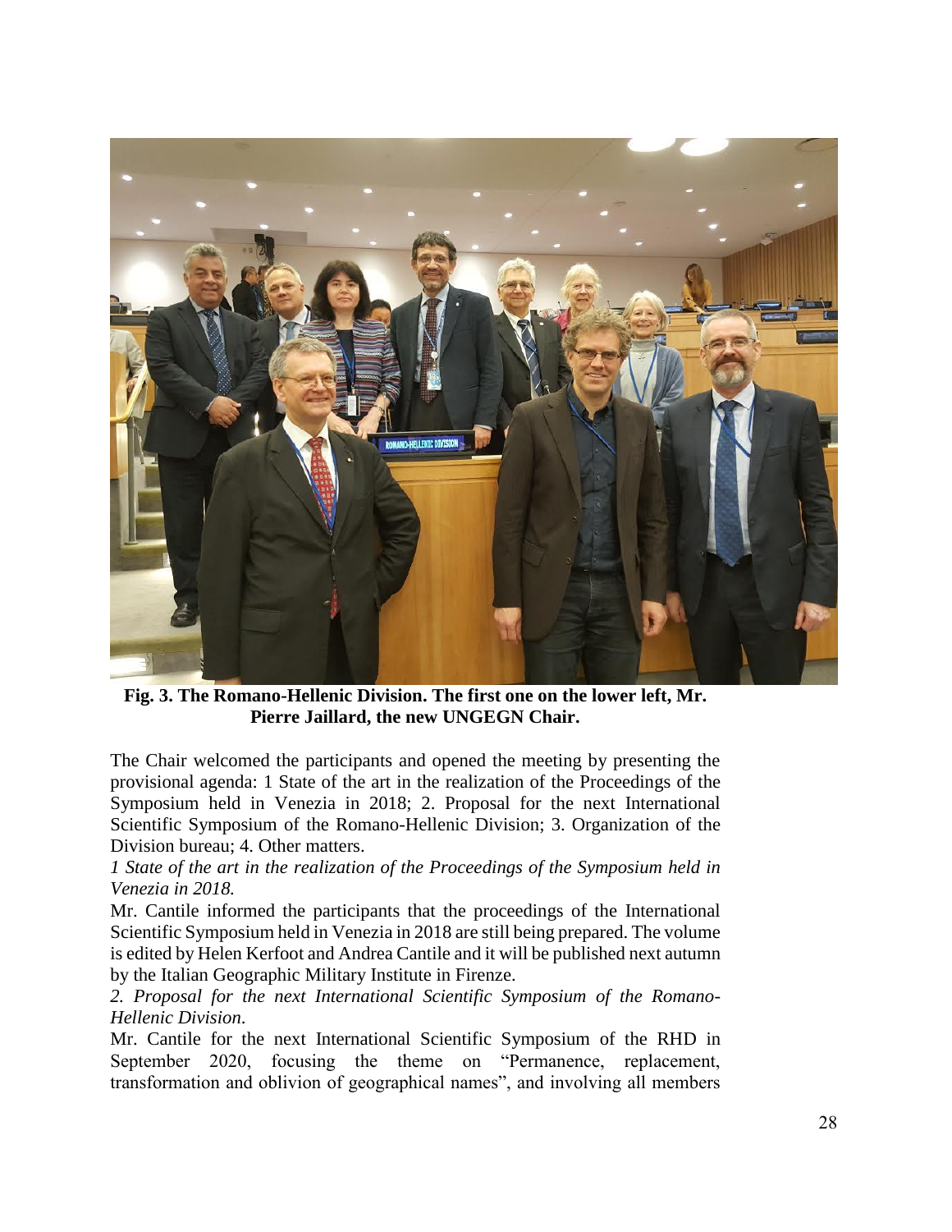**Fig. 3. The Romano-Hellenic Division. The first one on the lower left, Mr. Pierre Jaillard, the new UNGEGN Chair.**

The Chair welcomed the participants and opened the meeting by presenting the provisional agenda: 1 State of the art in the realization of the Proceedings of the Symposium held in Venezia in 2018; 2. Proposal for the next International Scientific Symposium of the Romano-Hellenic Division; 3. Organization of the Division bureau; 4. Other matters.

*1 State of the art in the realization of the Proceedings of the Symposium held in Venezia in 2018.*

Mr. Cantile informed the participants that the proceedings of the International Scientific Symposium held in Venezia in 2018 are still being prepared. The volume is edited by Helen Kerfoot and Andrea Cantile and it will be published next autumn by the Italian Geographic Military Institute in Firenze.

*2. Proposal for the next International Scientific Symposium of the Romano-Hellenic Division.*

Mr. Cantile for the next International Scientific Symposium of the RHD in September 2020, focusing the theme on "Permanence, replacement, transformation and oblivion of geographical names", and involving all members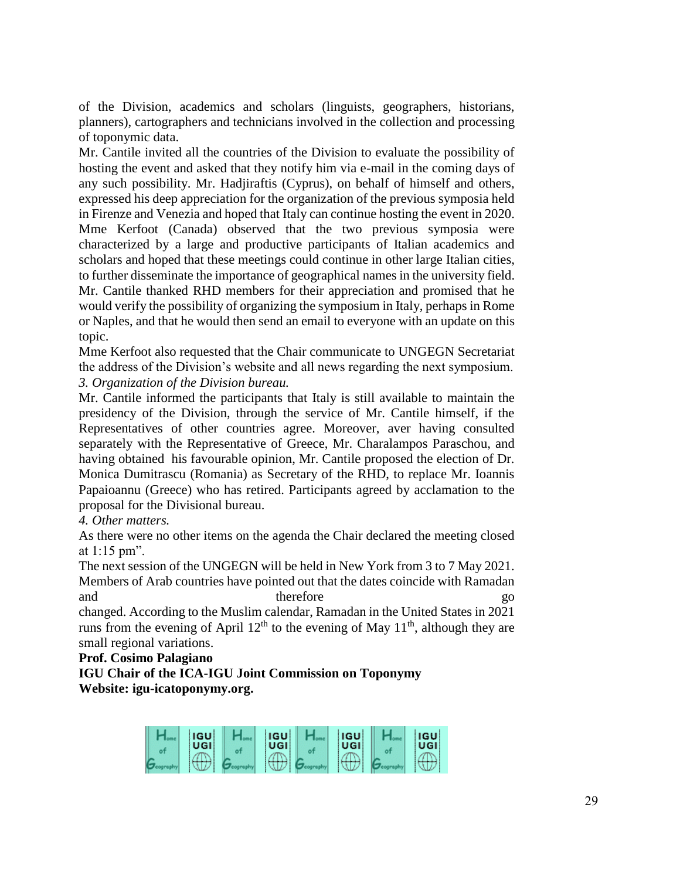of the Division, academics and scholars (linguists, geographers, historians, planners), cartographers and technicians involved in the collection and processing of toponymic data.

Mr. Cantile invited all the countries of the Division to evaluate the possibility of hosting the event and asked that they notify him via e-mail in the coming days of any such possibility. Mr. Hadjiraftis (Cyprus), on behalf of himself and others, expressed his deep appreciation for the organization of the previous symposia held in Firenze and Venezia and hoped that Italy can continue hosting the event in 2020. Mme Kerfoot (Canada) observed that the two previous symposia were characterized by a large and productive participants of Italian academics and scholars and hoped that these meetings could continue in other large Italian cities, to further disseminate the importance of geographical names in the university field. Mr. Cantile thanked RHD members for their appreciation and promised that he would verify the possibility of organizing the symposium in Italy, perhaps in Rome or Naples, and that he would then send an email to everyone with an update on this topic.

Mme Kerfoot also requested that the Chair communicate to UNGEGN Secretariat the address of the Division's website and all news regarding the next symposium.

*3. Organization of the Division bureau.*

Mr. Cantile informed the participants that Italy is still available to maintain the presidency of the Division, through the service of Mr. Cantile himself, if the Representatives of other countries agree. Moreover, aver having consulted separately with the Representative of Greece, Mr. Charalampos Paraschou, and having obtained his favourable opinion, Mr. Cantile proposed the election of Dr. Monica Dumitrascu (Romania) as Secretary of the RHD, to replace Mr. Ioannis Papaioannu (Greece) who has retired. Participants agreed by acclamation to the proposal for the Divisional bureau.

*4. Other matters.*

As there were no other items on the agenda the Chair declared the meeting closed at 1:15 pm".

The next session of the UNGEGN will be held in New York from 3 to 7 May 2021. Members of Arab countries have pointed out that the dates coincide with Ramadan and therefore go changed. According to the Muslim calendar, Ramadan in the United States in 2021 runs from the evening of April 12th to the evening of May 11th, although they are small regional variations.

**Prof. Cosimo Palagiano**
**IGU Chair of the ICA-IGU Joint Commission on Toponymy**
**Website: igu-icatoponymy.org.**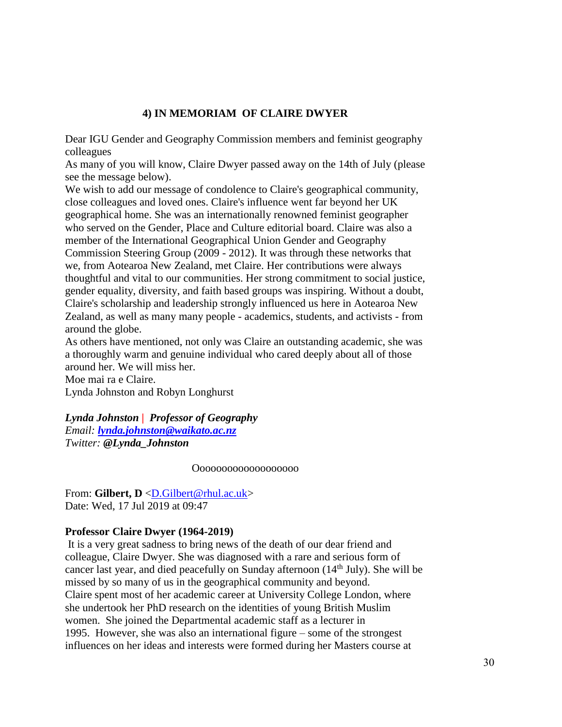## 4) IN MEMORIAM OF CLAIRE DWYER

Dear IGU Gender and Geography Commission members and feminist geography colleagues

As many of you will know, Claire Dwyer passed away on the 14th of July (please see the message below).

We wish to add our message of condolence to Claire's geographical community, close colleagues and loved ones. Claire's influence went far beyond her UK geographical home. She was an internationally renowned feminist geographer who served on the Gender, Place and Culture editorial board. Claire was also a member of the International Geographical Union Gender and Geography Commission Steering Group (2009 - 2012). It was through these networks that we, from Aotearoa New Zealand, met Claire. Her contributions were always thoughtful and vital to our communities. Her strong commitment to social justice, gender equality, diversity, and faith based groups was inspiring. Without a doubt, Claire's scholarship and leadership strongly influenced us here in Aotearoa New Zealand, as well as many many people - academics, students, and activists - from around the globe.

As others have mentioned, not only was Claire an outstanding academic, she was a thoroughly warm and genuine individual who cared deeply about all of those around her. We will miss her.

Moe mai ra e Claire.

Lynda Johnston and Robyn Longhurst

***Lynda Johnston | Professor of Geography***
*Email:* ***[lynda.johnston@waikato.ac.nz](mailto:lynda.johnston@waikato.ac.nz)***
*Twitter:* ***@Lynda_Johnston***

Oooooooooooooooooooo

From: **Gilbert, D** <[D.Gilbert@rhul.ac.uk](mailto:D.Gilbert@rhul.ac.uk)>
Date: Wed, 17 Jul 2019 at 09:47

**Professor Claire Dwyer (1964-2019)**

It is a very great sadness to bring news of the death of our dear friend and colleague, Claire Dwyer. She was diagnosed with a rare and serious form of cancer last year, and died peacefully on Sunday afternoon (14th July). She will be missed by so many of us in the geographical community and beyond.

Claire spent most of her academic career at University College London, where she undertook her PhD research on the identities of young British Muslim women. She joined the Departmental academic staff as a lecturer in 1995. However, she was also an international figure – some of the strongest influences on her ideas and interests were formed during her Masters course at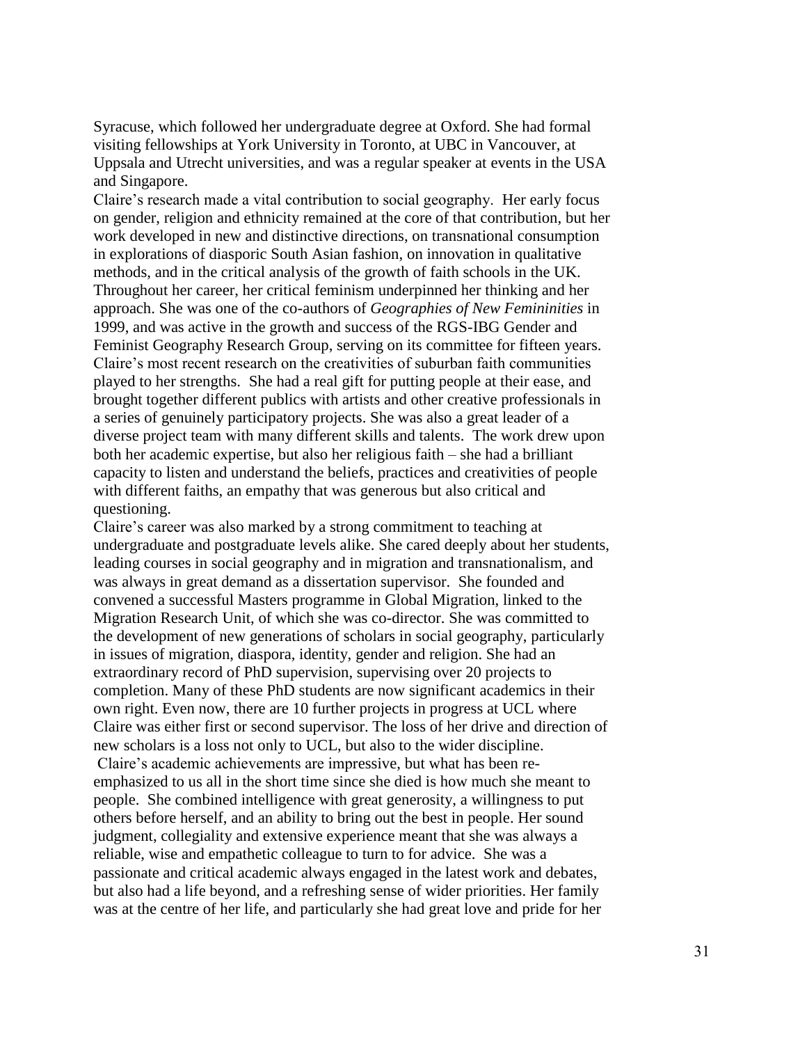Syracuse, which followed her undergraduate degree at Oxford. She had formal visiting fellowships at York University in Toronto, at UBC in Vancouver, at Uppsala and Utrecht universities, and was a regular speaker at events in the USA and Singapore.

Claire's research made a vital contribution to social geography. Her early focus on gender, religion and ethnicity remained at the core of that contribution, but her work developed in new and distinctive directions, on transnational consumption in explorations of diasporic South Asian fashion, on innovation in qualitative methods, and in the critical analysis of the growth of faith schools in the UK. Throughout her career, her critical feminism underpinned her thinking and her approach. She was one of the co-authors of *Geographies of New Femininities* in 1999, and was active in the growth and success of the RGS-IBG Gender and Feminist Geography Research Group, serving on its committee for fifteen years. Claire's most recent research on the creativities of suburban faith communities played to her strengths. She had a real gift for putting people at their ease, and brought together different publics with artists and other creative professionals in a series of genuinely participatory projects. She was also a great leader of a diverse project team with many different skills and talents. The work drew upon both her academic expertise, but also her religious faith – she had a brilliant capacity to listen and understand the beliefs, practices and creativities of people with different faiths, an empathy that was generous but also critical and questioning.

Claire's career was also marked by a strong commitment to teaching at undergraduate and postgraduate levels alike. She cared deeply about her students, leading courses in social geography and in migration and transnationalism, and was always in great demand as a dissertation supervisor. She founded and convened a successful Masters programme in Global Migration, linked to the Migration Research Unit, of which she was co-director. She was committed to the development of new generations of scholars in social geography, particularly in issues of migration, diaspora, identity, gender and religion. She had an extraordinary record of PhD supervision, supervising over 20 projects to completion. Many of these PhD students are now significant academics in their own right. Even now, there are 10 further projects in progress at UCL where Claire was either first or second supervisor. The loss of her drive and direction of new scholars is a loss not only to UCL, but also to the wider discipline.

Claire's academic achievements are impressive, but what has been re-emphasized to us all in the short time since she died is how much she meant to people. She combined intelligence with great generosity, a willingness to put others before herself, and an ability to bring out the best in people. Her sound judgment, collegiality and extensive experience meant that she was always a reliable, wise and empathetic colleague to turn to for advice. She was a passionate and critical academic always engaged in the latest work and debates, but also had a life beyond, and a refreshing sense of wider priorities. Her family was at the centre of her life, and particularly she had great love and pride for her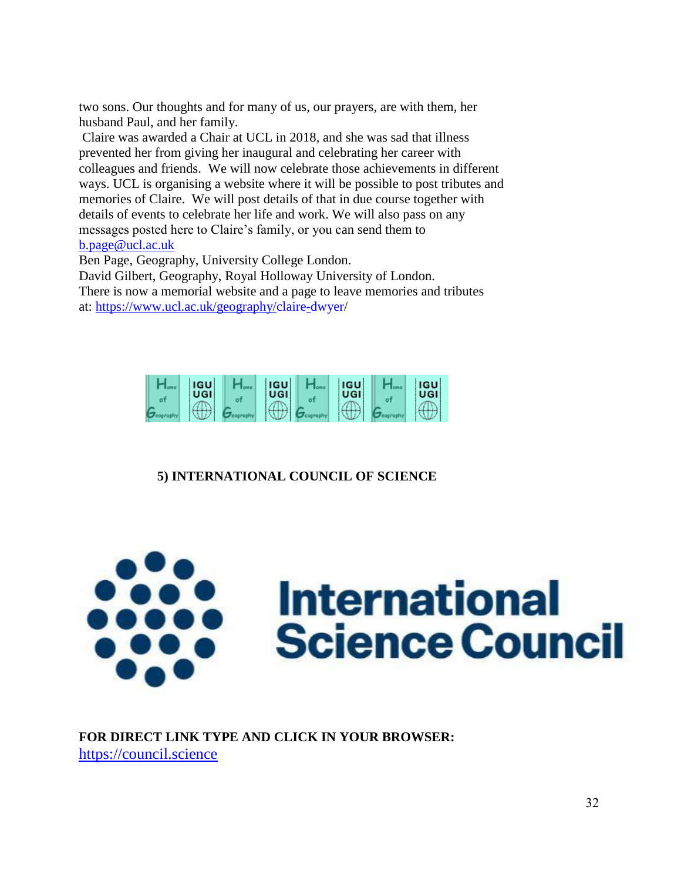two sons. Our thoughts and for many of us, our prayers, are with them, her husband Paul, and her family.

Claire was awarded a Chair at UCL in 2018, and she was sad that illness prevented her from giving her inaugural and celebrating her career with colleagues and friends. We will now celebrate those achievements in different ways. UCL is organising a website where it will be possible to post tributes and memories of Claire. We will post details of that in due course together with details of events to celebrate her life and work. We will also pass on any messages posted here to Claire's family, or you can send them to b.page@ucl.ac.uk

Ben Page, Geography, University College London.
David Gilbert, Geography, Royal Holloway University of London.
There is now a memorial website and a page to leave memories and tributes at: https://www.ucl.ac.uk/geography/claire-dwyer/

## 5) INTERNATIONAL COUNCIL OF SCIENCE

**FOR DIRECT LINK TYPE AND CLICK IN YOUR BROWSER:**
https://council.science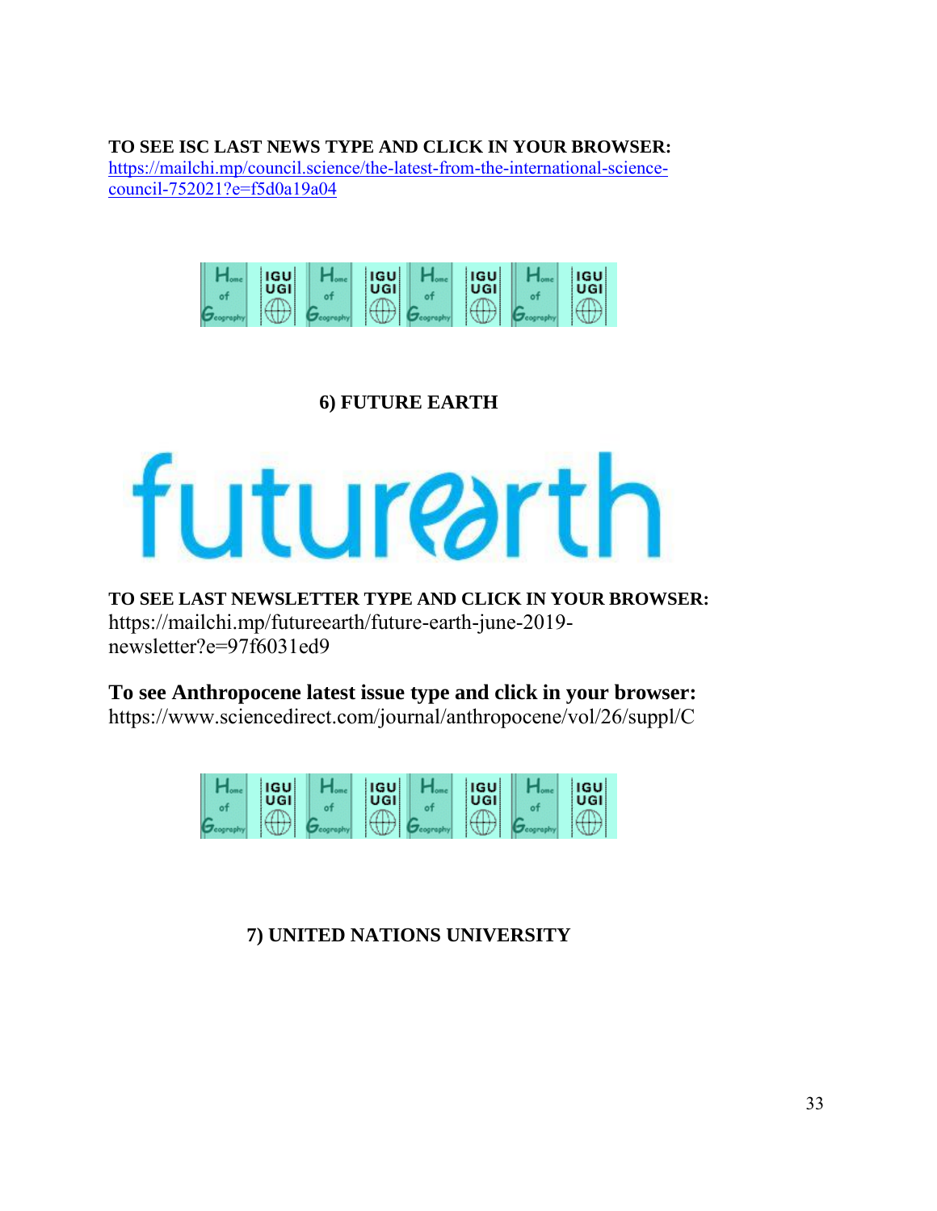**TO SEE ISC LAST NEWS TYPE AND CLICK IN YOUR BROWSER:**
https://mailchi.mp/council.science/the-latest-from-the-international-science-council-752021?e=f5d0a19a04

## 6) FUTURE EARTH

**TO SEE LAST NEWSLETTER TYPE AND CLICK IN YOUR BROWSER:**
https://mailchi.mp/futureearth/future-earth-june-2019-newsletter?e=97f6031ed9

**To see Anthropocene latest issue type and click in your browser:**
https://www.sciencedirect.com/journal/anthropocene/vol/26/suppl/C

## 7) UNITED NATIONS UNIVERSITY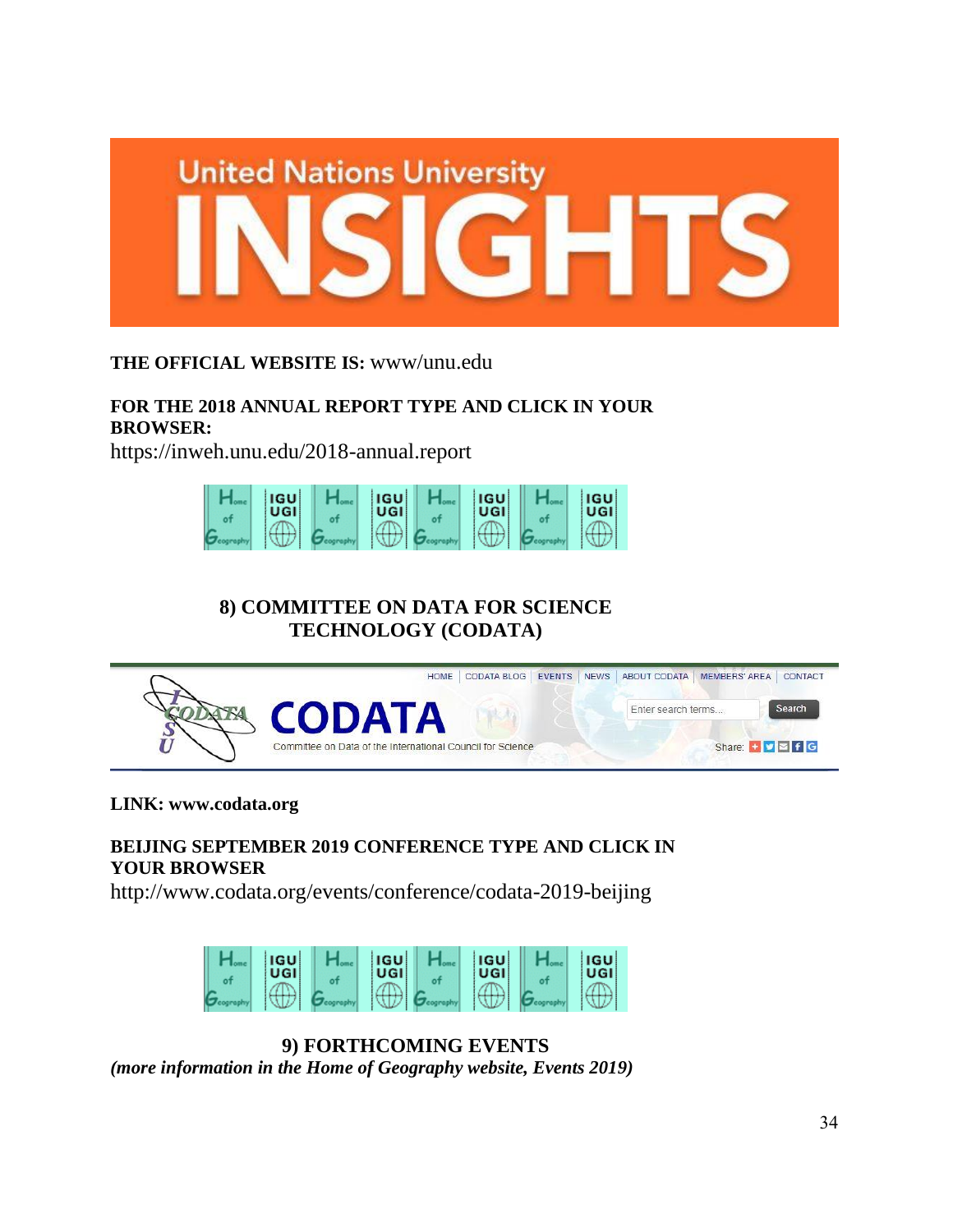**THE OFFICIAL WEBSITE IS:** www/unu.edu

**FOR THE 2018 ANNUAL REPORT TYPE AND CLICK IN YOUR BROWSER:**
https://inweh.unu.edu/2018-annual.report

## 8) COMMITTEE ON DATA FOR SCIENCE TECHNOLOGY (CODATA)

**LINK: www.codata.org**

**BEIJING SEPTEMBER 2019 CONFERENCE TYPE AND CLICK IN YOUR BROWSER**
http://www.codata.org/events/conference/codata-2019-beijing

## 9) FORTHCOMING EVENTS

***(more information in the Home of Geography website, Events 2019)***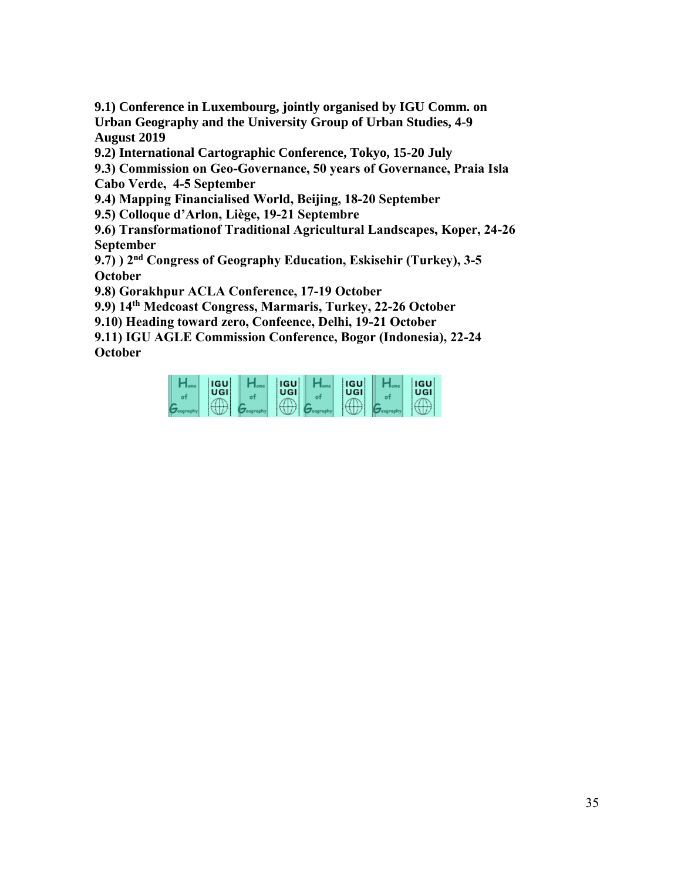**9.1) Conference in Luxembourg, jointly organised by IGU Comm. on Urban Geography and the University Group of Urban Studies, 4-9 August 2019**

**9.2) International Cartographic Conference, Tokyo, 15-20 July**

**9.3) Commission on Geo-Governance, 50 years of Governance, Praia Isla Cabo Verde, 4-5 September**

**9.4) Mapping Financialised World, Beijing, 18-20 September**

**9.5) Colloque d'Arlon, Liège, 19-21 Septembre**

**9.6) Transformationof Traditional Agricultural Landscapes, Koper, 24-26 September**

**9.7) ) 2nd Congress of Geography Education, Eskisehir (Turkey), 3-5 October**

**9.8) Gorakhpur ACLA Conference, 17-19 October**

**9.9) 14th Medcoast Congress, Marmaris, Turkey, 22-26 October**

**9.10) Heading toward zero, Confeence, Delhi, 19-21 October**

**9.11) IGU AGLE Commission Conference, Bogor (Indonesia), 22-24 October**